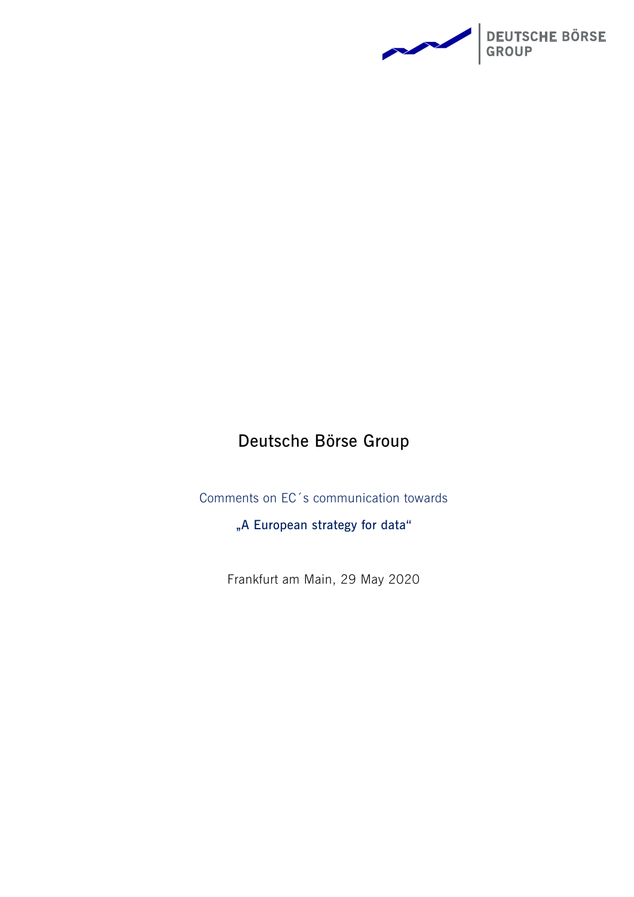# Deutsche Börse Group

Comments on EC´s communication towards

**„A European strategy for data“**

Frankfurt am Main, 29 May 2020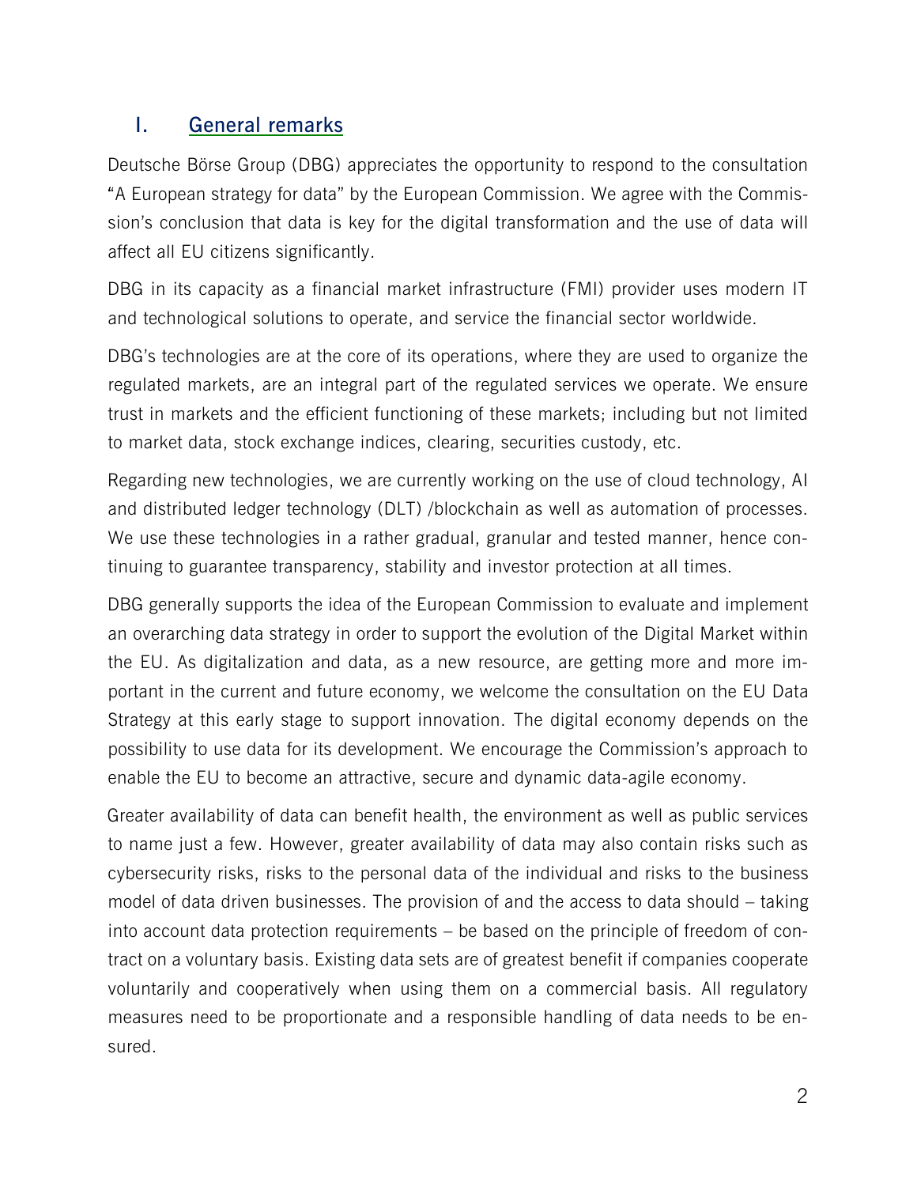## I. General remarks

Deutsche Börse Group (DBG) appreciates the opportunity to respond to the consultation "A European strategy for data" by the European Commission. We agree with the Commission's conclusion that data is key for the digital transformation and the use of data will affect all EU citizens significantly.

DBG in its capacity as a financial market infrastructure (FMI) provider uses modern IT and technological solutions to operate, and service the financial sector worldwide.

DBG's technologies are at the core of its operations, where they are used to organize the regulated markets, are an integral part of the regulated services we operate. We ensure trust in markets and the efficient functioning of these markets; including but not limited to market data, stock exchange indices, clearing, securities custody, etc.

Regarding new technologies, we are currently working on the use of cloud technology, AI and distributed ledger technology (DLT) /blockchain as well as automation of processes. We use these technologies in a rather gradual, granular and tested manner, hence continuing to guarantee transparency, stability and investor protection at all times.

DBG generally supports the idea of the European Commission to evaluate and implement an overarching data strategy in order to support the evolution of the Digital Market within the EU. As digitalization and data, as a new resource, are getting more and more important in the current and future economy, we welcome the consultation on the EU Data Strategy at this early stage to support innovation. The digital economy depends on the possibility to use data for its development. We encourage the Commission's approach to enable the EU to become an attractive, secure and dynamic data-agile economy.

Greater availability of data can benefit health, the environment as well as public services to name just a few. However, greater availability of data may also contain risks such as cybersecurity risks, risks to the personal data of the individual and risks to the business model of data driven businesses. The provision of and the access to data should – taking into account data protection requirements – be based on the principle of freedom of contract on a voluntary basis. Existing data sets are of greatest benefit if companies cooperate voluntarily and cooperatively when using them on a commercial basis. All regulatory measures need to be proportionate and a responsible handling of data needs to be ensured.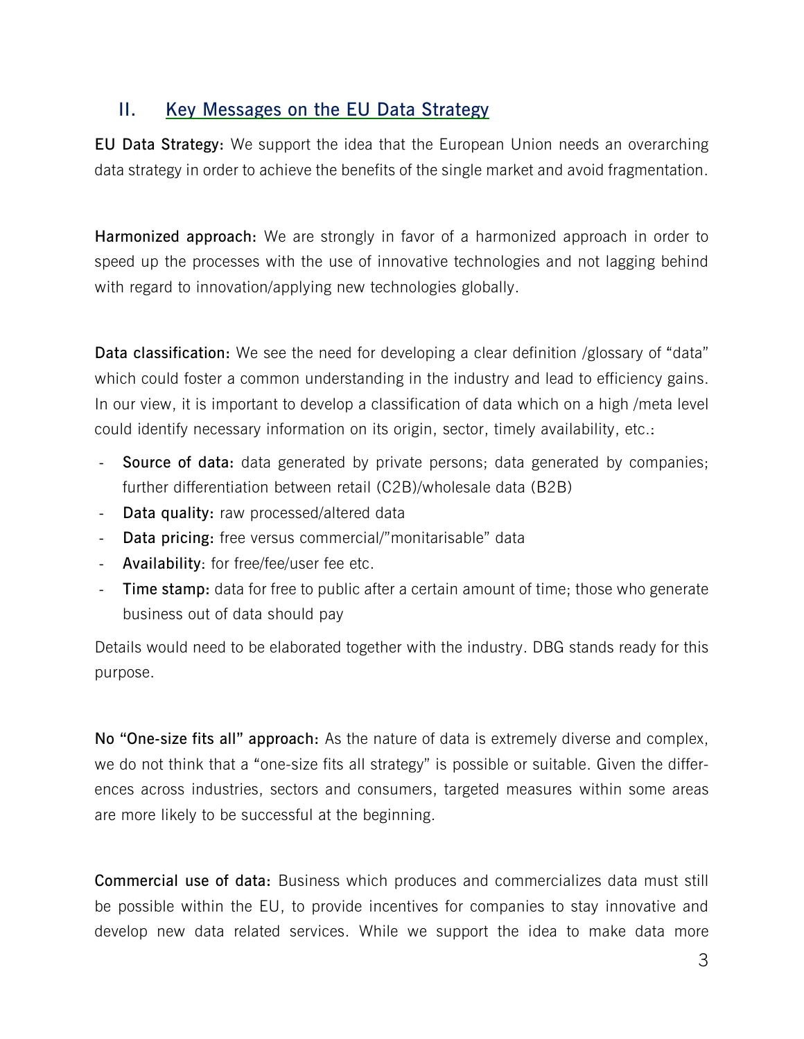## II. Key Messages on the EU Data Strategy

**EU Data Strategy:** We support the idea that the European Union needs an overarching data strategy in order to achieve the benefits of the single market and avoid fragmentation.

**Harmonized approach:** We are strongly in favor of a harmonized approach in order to speed up the processes with the use of innovative technologies and not lagging behind with regard to innovation/applying new technologies globally.

**Data classification:** We see the need for developing a clear definition /glossary of "data" which could foster a common understanding in the industry and lead to efficiency gains. In our view, it is important to develop a classification of data which on a high /meta level could identify necessary information on its origin, sector, timely availability, etc.:

- **Source of data:** data generated by private persons; data generated by companies; further differentiation between retail (C2B)/wholesale data (B2B)
- **Data quality:** raw processed/altered data
- **Data pricing:** free versus commercial/"monitarisable" data
- **Availability**: for free/fee/user fee etc.
- **Time stamp:** data for free to public after a certain amount of time; those who generate business out of data should pay

Details would need to be elaborated together with the industry. DBG stands ready for this purpose.

**No "One-size fits all" approach:** As the nature of data is extremely diverse and complex, we do not think that a "one-size fits all strategy" is possible or suitable. Given the differences across industries, sectors and consumers, targeted measures within some areas are more likely to be successful at the beginning.

**Commercial use of data:** Business which produces and commercializes data must still be possible within the EU, to provide incentives for companies to stay innovative and develop new data related services. While we support the idea to make data more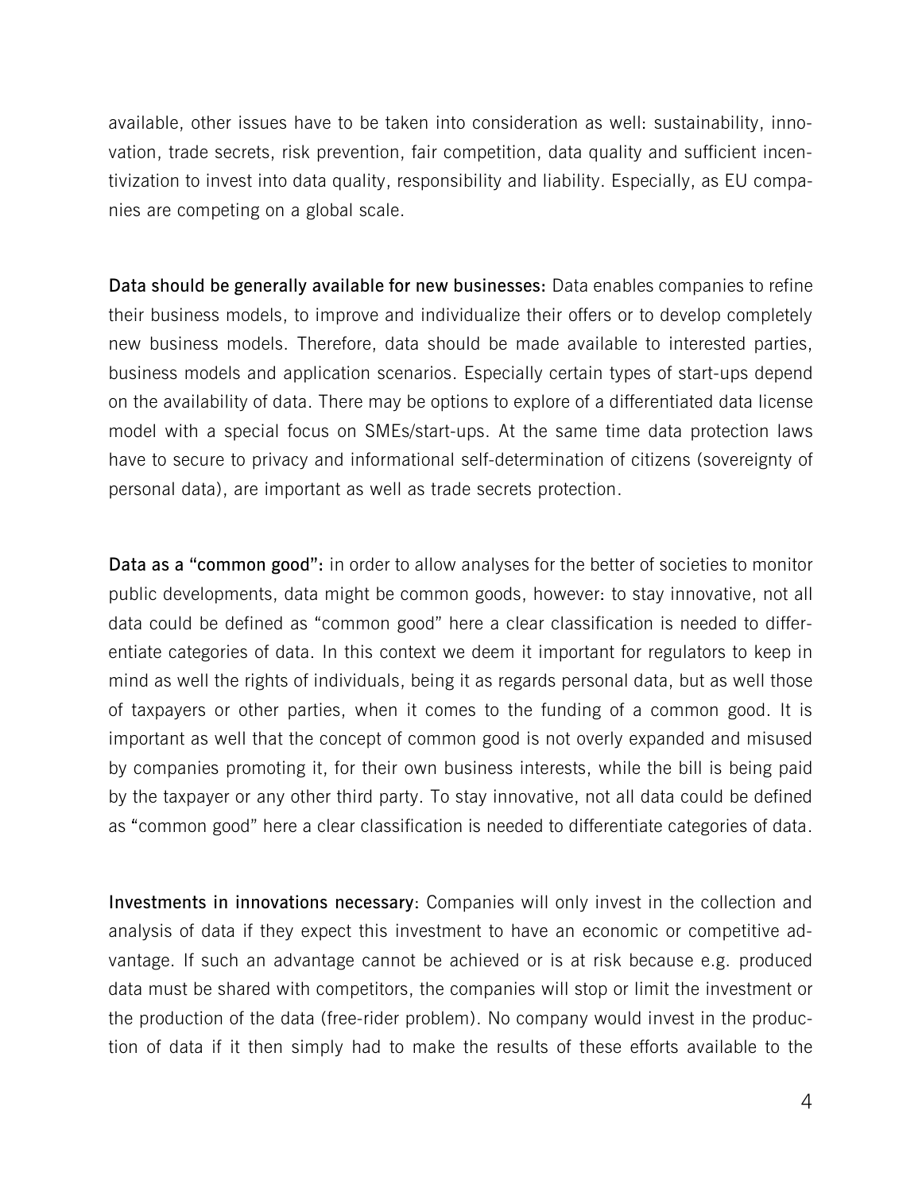available, other issues have to be taken into consideration as well: sustainability, innovation, trade secrets, risk prevention, fair competition, data quality and sufficient incentivization to invest into data quality, responsibility and liability. Especially, as EU companies are competing on a global scale.

**Data should be generally available for new businesses:** Data enables companies to refine their business models, to improve and individualize their offers or to develop completely new business models. Therefore, data should be made available to interested parties, business models and application scenarios. Especially certain types of start-ups depend on the availability of data. There may be options to explore of a differentiated data license model with a special focus on SMEs/start-ups. At the same time data protection laws have to secure to privacy and informational self-determination of citizens (sovereignty of personal data), are important as well as trade secrets protection.

**Data as a "common good":** in order to allow analyses for the better of societies to monitor public developments, data might be common goods, however: to stay innovative, not all data could be defined as "common good" here a clear classification is needed to differentiate categories of data. In this context we deem it important for regulators to keep in mind as well the rights of individuals, being it as regards personal data, but as well those of taxpayers or other parties, when it comes to the funding of a common good. It is important as well that the concept of common good is not overly expanded and misused by companies promoting it, for their own business interests, while the bill is being paid by the taxpayer or any other third party. To stay innovative, not all data could be defined as "common good" here a clear classification is needed to differentiate categories of data.

**Investments in innovations necessary**: Companies will only invest in the collection and analysis of data if they expect this investment to have an economic or competitive advantage. If such an advantage cannot be achieved or is at risk because e.g. produced data must be shared with competitors, the companies will stop or limit the investment or the production of the data (free-rider problem). No company would invest in the production of data if it then simply had to make the results of these efforts available to the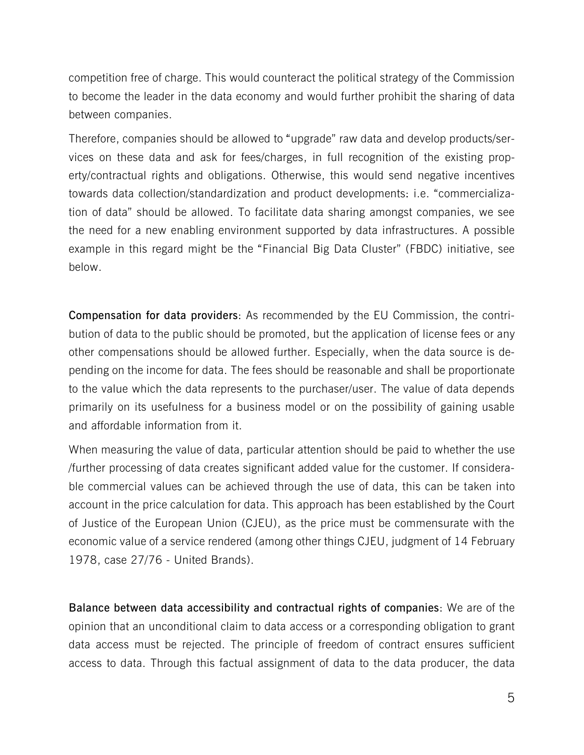competition free of charge. This would counteract the political strategy of the Commission to become the leader in the data economy and would further prohibit the sharing of data between companies.

Therefore, companies should be allowed to "upgrade" raw data and develop products/services on these data and ask for fees/charges, in full recognition of the existing property/contractual rights and obligations. Otherwise, this would send negative incentives towards data collection/standardization and product developments: i.e. "commercialization of data" should be allowed. To facilitate data sharing amongst companies, we see the need for a new enabling environment supported by data infrastructures. A possible example in this regard might be the "Financial Big Data Cluster" (FBDC) initiative, see below.

**Compensation for data providers**: As recommended by the EU Commission, the contribution of data to the public should be promoted, but the application of license fees or any other compensations should be allowed further. Especially, when the data source is depending on the income for data. The fees should be reasonable and shall be proportionate to the value which the data represents to the purchaser/user. The value of data depends primarily on its usefulness for a business model or on the possibility of gaining usable and affordable information from it.

When measuring the value of data, particular attention should be paid to whether the use /further processing of data creates significant added value for the customer. If considerable commercial values can be achieved through the use of data, this can be taken into account in the price calculation for data. This approach has been established by the Court of Justice of the European Union (CJEU), as the price must be commensurate with the economic value of a service rendered (among other things CJEU, judgment of 14 February 1978, case 27/76 - United Brands).

**Balance between data accessibility and contractual rights of companies**: We are of the opinion that an unconditional claim to data access or a corresponding obligation to grant data access must be rejected. The principle of freedom of contract ensures sufficient access to data. Through this factual assignment of data to the data producer, the data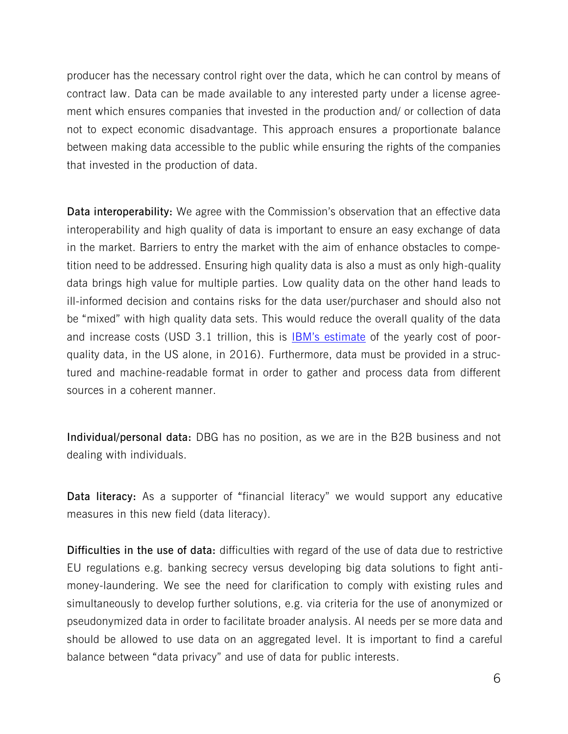producer has the necessary control right over the data, which he can control by means of contract law. Data can be made available to any interested party under a license agreement which ensures companies that invested in the production and/ or collection of data not to expect economic disadvantage. This approach ensures a proportionate balance between making data accessible to the public while ensuring the rights of the companies that invested in the production of data.

**Data interoperability:** We agree with the Commission's observation that an effective data interoperability and high quality of data is important to ensure an easy exchange of data in the market. Barriers to entry the market with the aim of enhance obstacles to competition need to be addressed. Ensuring high quality data is also a must as only high-quality data brings high value for multiple parties. Low quality data on the other hand leads to ill-informed decision and contains risks for the data user/purchaser and should also not be "mixed" with high quality data sets. This would reduce the overall quality of the data and increase costs (USD 3.1 trillion, this is IBM's estimate of the yearly cost of poor-quality data, in the US alone, in 2016). Furthermore, data must be provided in a structured and machine-readable format in order to gather and process data from different sources in a coherent manner.

**Individual/personal data:** DBG has no position, as we are in the B2B business and not dealing with individuals.

**Data literacy:** As a supporter of "financial literacy" we would support any educative measures in this new field (data literacy).

**Difficulties in the use of data:** difficulties with regard of the use of data due to restrictive EU regulations e.g. banking secrecy versus developing big data solutions to fight anti-money-laundering. We see the need for clarification to comply with existing rules and simultaneously to develop further solutions, e.g. via criteria for the use of anonymized or pseudonymized data in order to facilitate broader analysis. AI needs per se more data and should be allowed to use data on an aggregated level. It is important to find a careful balance between "data privacy" and use of data for public interests.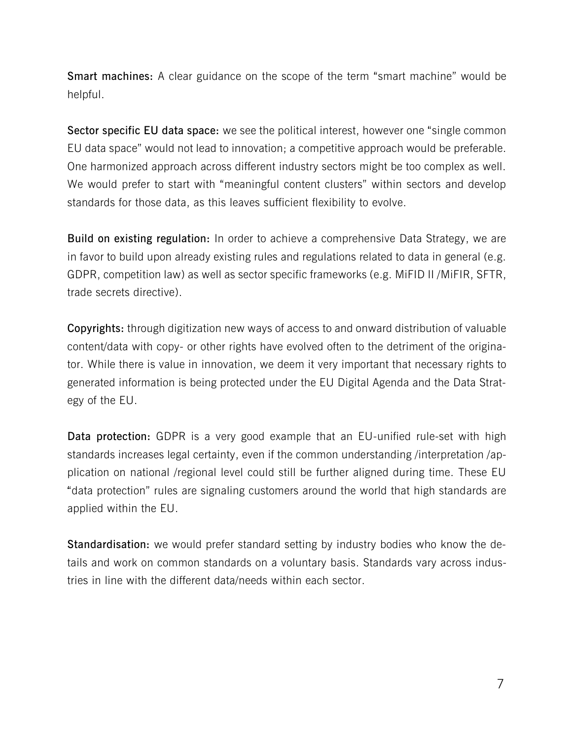**Smart machines:** A clear guidance on the scope of the term "smart machine" would be helpful.

**Sector specific EU data space:** we see the political interest, however one "single common EU data space" would not lead to innovation; a competitive approach would be preferable. One harmonized approach across different industry sectors might be too complex as well. We would prefer to start with "meaningful content clusters" within sectors and develop standards for those data, as this leaves sufficient flexibility to evolve.

**Build on existing regulation:** In order to achieve a comprehensive Data Strategy, we are in favor to build upon already existing rules and regulations related to data in general (e.g. GDPR, competition law) as well as sector specific frameworks (e.g. MiFID II /MiFIR, SFTR, trade secrets directive).

**Copyrights:** through digitization new ways of access to and onward distribution of valuable content/data with copy- or other rights have evolved often to the detriment of the originator. While there is value in innovation, we deem it very important that necessary rights to generated information is being protected under the EU Digital Agenda and the Data Strategy of the EU.

**Data protection:** GDPR is a very good example that an EU-unified rule-set with high standards increases legal certainty, even if the common understanding /interpretation /application on national /regional level could still be further aligned during time. These EU "data protection" rules are signaling customers around the world that high standards are applied within the EU.

**Standardisation:** we would prefer standard setting by industry bodies who know the details and work on common standards on a voluntary basis. Standards vary across industries in line with the different data/needs within each sector.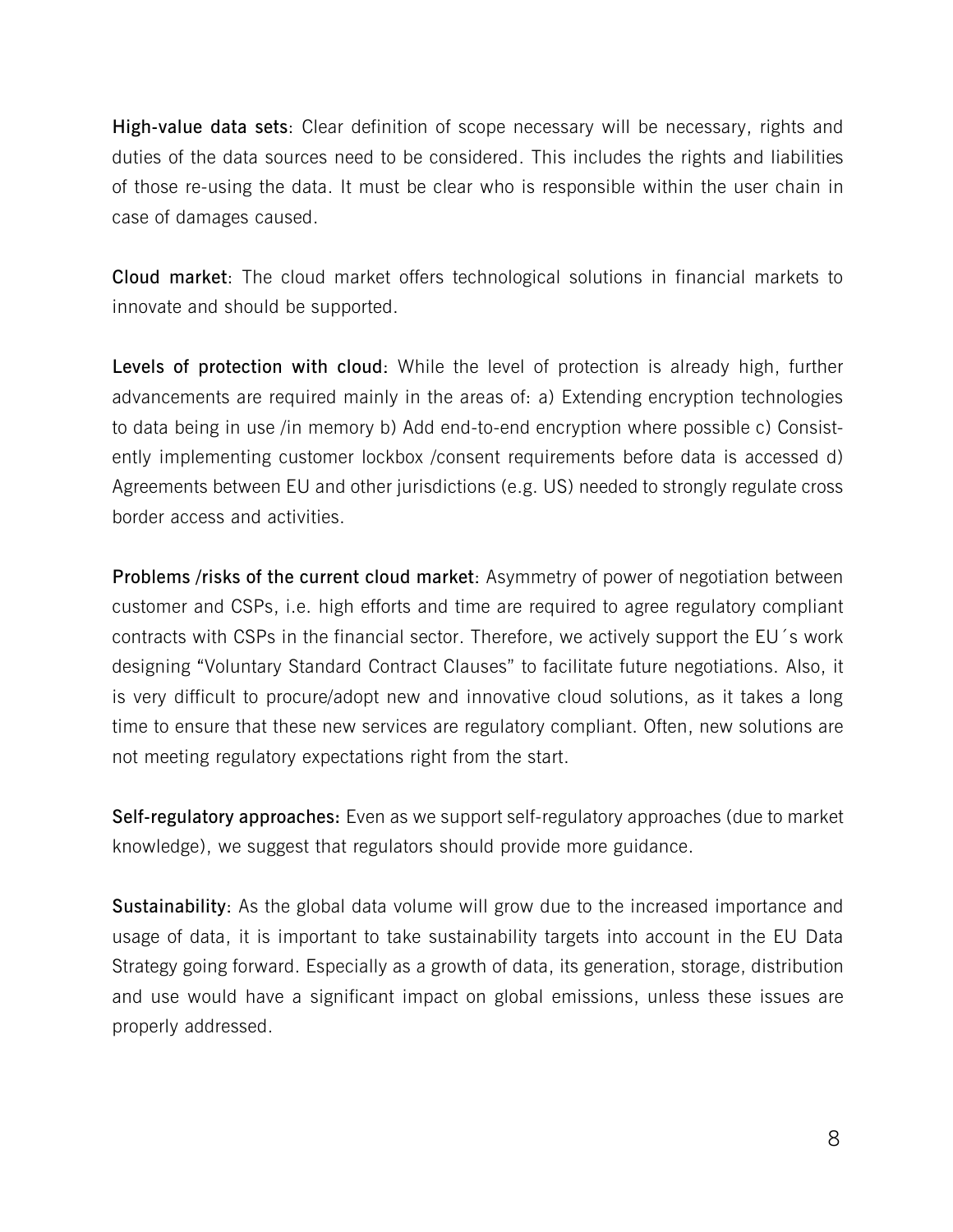**High-value data sets**: Clear definition of scope necessary will be necessary, rights and duties of the data sources need to be considered. This includes the rights and liabilities of those re-using the data. It must be clear who is responsible within the user chain in case of damages caused.

**Cloud market**: The cloud market offers technological solutions in financial markets to innovate and should be supported.

**Levels of protection with cloud**: While the level of protection is already high, further advancements are required mainly in the areas of: a) Extending encryption technologies to data being in use /in memory b) Add end-to-end encryption where possible c) Consistently implementing customer lockbox /consent requirements before data is accessed d) Agreements between EU and other jurisdictions (e.g. US) needed to strongly regulate cross border access and activities.

**Problems /risks of the current cloud market**: Asymmetry of power of negotiation between customer and CSPs, i.e. high efforts and time are required to agree regulatory compliant contracts with CSPs in the financial sector. Therefore, we actively support the EU´s work designing "Voluntary Standard Contract Clauses" to facilitate future negotiations. Also, it is very difficult to procure/adopt new and innovative cloud solutions, as it takes a long time to ensure that these new services are regulatory compliant. Often, new solutions are not meeting regulatory expectations right from the start.

**Self-regulatory approaches:** Even as we support self-regulatory approaches (due to market knowledge), we suggest that regulators should provide more guidance.

**Sustainability**: As the global data volume will grow due to the increased importance and usage of data, it is important to take sustainability targets into account in the EU Data Strategy going forward. Especially as a growth of data, its generation, storage, distribution and use would have a significant impact on global emissions, unless these issues are properly addressed.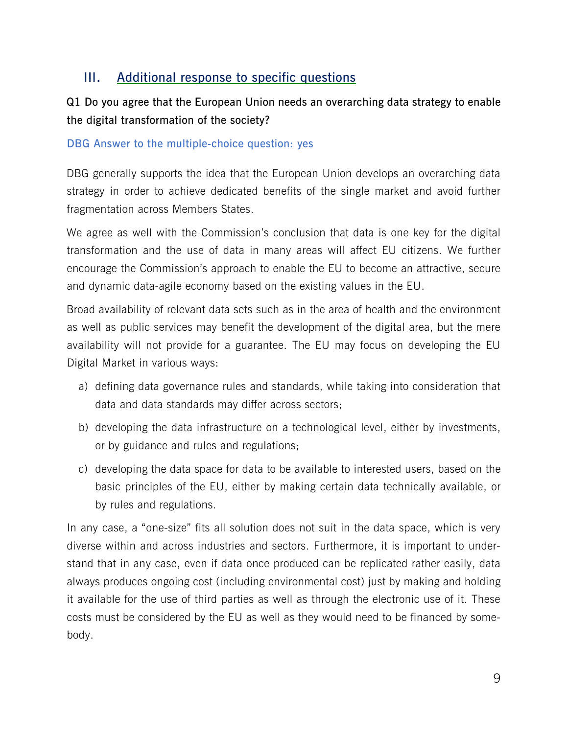## III. Additional response to specific questions

**Q1 Do you agree that the European Union needs an overarching data strategy to enable the digital transformation of the society?**

**DBG Answer to the multiple-choice question: yes**

DBG generally supports the idea that the European Union develops an overarching data strategy in order to achieve dedicated benefits of the single market and avoid further fragmentation across Members States.

We agree as well with the Commission's conclusion that data is one key for the digital transformation and the use of data in many areas will affect EU citizens. We further encourage the Commission's approach to enable the EU to become an attractive, secure and dynamic data-agile economy based on the existing values in the EU.

Broad availability of relevant data sets such as in the area of health and the environment as well as public services may benefit the development of the digital area, but the mere availability will not provide for a guarantee. The EU may focus on developing the EU Digital Market in various ways:

a) defining data governance rules and standards, while taking into consideration that data and data standards may differ across sectors;

b) developing the data infrastructure on a technological level, either by investments, or by guidance and rules and regulations;

c) developing the data space for data to be available to interested users, based on the basic principles of the EU, either by making certain data technically available, or by rules and regulations.

In any case, a "one-size" fits all solution does not suit in the data space, which is very diverse within and across industries and sectors. Furthermore, it is important to understand that in any case, even if data once produced can be replicated rather easily, data always produces ongoing cost (including environmental cost) just by making and holding it available for the use of third parties as well as through the electronic use of it. These costs must be considered by the EU as well as they would need to be financed by somebody.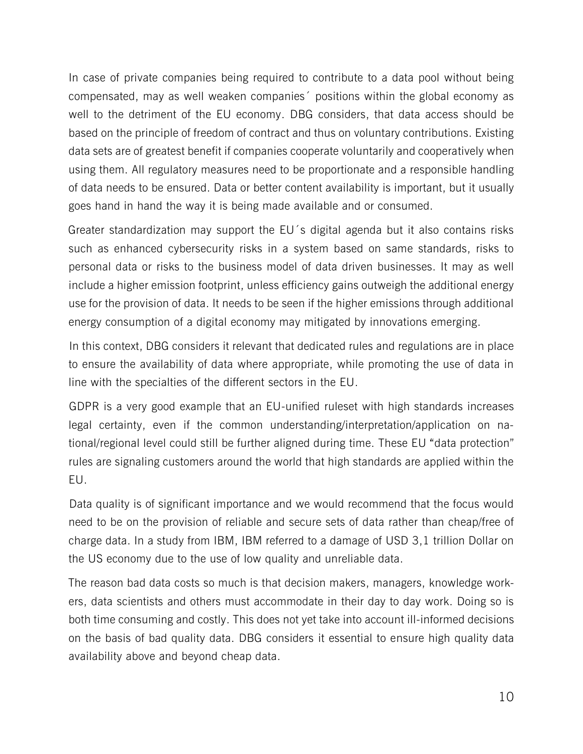In case of private companies being required to contribute to a data pool without being compensated, may as well weaken companies´ positions within the global economy as well to the detriment of the EU economy. DBG considers, that data access should be based on the principle of freedom of contract and thus on voluntary contributions. Existing data sets are of greatest benefit if companies cooperate voluntarily and cooperatively when using them. All regulatory measures need to be proportionate and a responsible handling of data needs to be ensured. Data or better content availability is important, but it usually goes hand in hand the way it is being made available and or consumed.

Greater standardization may support the EU´s digital agenda but it also contains risks such as enhanced cybersecurity risks in a system based on same standards, risks to personal data or risks to the business model of data driven businesses. It may as well include a higher emission footprint, unless efficiency gains outweigh the additional energy use for the provision of data. It needs to be seen if the higher emissions through additional energy consumption of a digital economy may mitigated by innovations emerging.

In this context, DBG considers it relevant that dedicated rules and regulations are in place to ensure the availability of data where appropriate, while promoting the use of data in line with the specialties of the different sectors in the EU.

GDPR is a very good example that an EU-unified ruleset with high standards increases legal certainty, even if the common understanding/interpretation/application on national/regional level could still be further aligned during time. These EU "data protection" rules are signaling customers around the world that high standards are applied within the EU.

Data quality is of significant importance and we would recommend that the focus would need to be on the provision of reliable and secure sets of data rather than cheap/free of charge data. In a study from IBM, IBM referred to a damage of USD 3,1 trillion Dollar on the US economy due to the use of low quality and unreliable data.

The reason bad data costs so much is that decision makers, managers, knowledge workers, data scientists and others must accommodate in their day to day work. Doing so is both time consuming and costly. This does not yet take into account ill-informed decisions on the basis of bad quality data. DBG considers it essential to ensure high quality data availability above and beyond cheap data.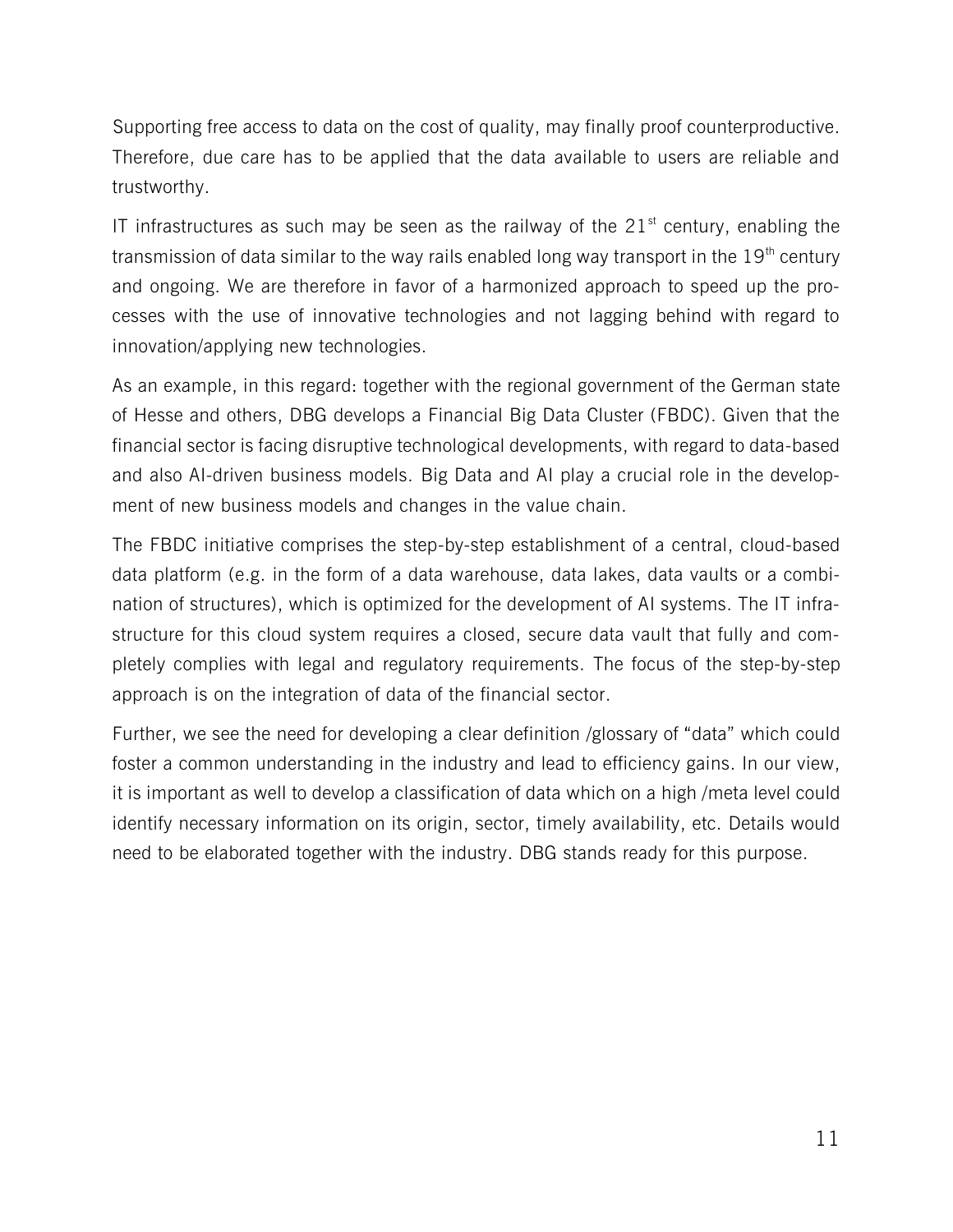Supporting free access to data on the cost of quality, may finally proof counterproductive. Therefore, due care has to be applied that the data available to users are reliable and trustworthy.

IT infrastructures as such may be seen as the railway of the 21[st] century, enabling the transmission of data similar to the way rails enabled long way transport in the 19[th] century and ongoing. We are therefore in favor of a harmonized approach to speed up the processes with the use of innovative technologies and not lagging behind with regard to innovation/applying new technologies.

As an example, in this regard: together with the regional government of the German state of Hesse and others, DBG develops a Financial Big Data Cluster (FBDC). Given that the financial sector is facing disruptive technological developments, with regard to data-based and also AI-driven business models. Big Data and AI play a crucial role in the development of new business models and changes in the value chain.

The FBDC initiative comprises the step-by-step establishment of a central, cloud-based data platform (e.g. in the form of a data warehouse, data lakes, data vaults or a combination of structures), which is optimized for the development of AI systems. The IT infrastructure for this cloud system requires a closed, secure data vault that fully and completely complies with legal and regulatory requirements. The focus of the step-by-step approach is on the integration of data of the financial sector.

Further, we see the need for developing a clear definition /glossary of "data" which could foster a common understanding in the industry and lead to efficiency gains. In our view, it is important as well to develop a classification of data which on a high /meta level could identify necessary information on its origin, sector, timely availability, etc. Details would need to be elaborated together with the industry. DBG stands ready for this purpose.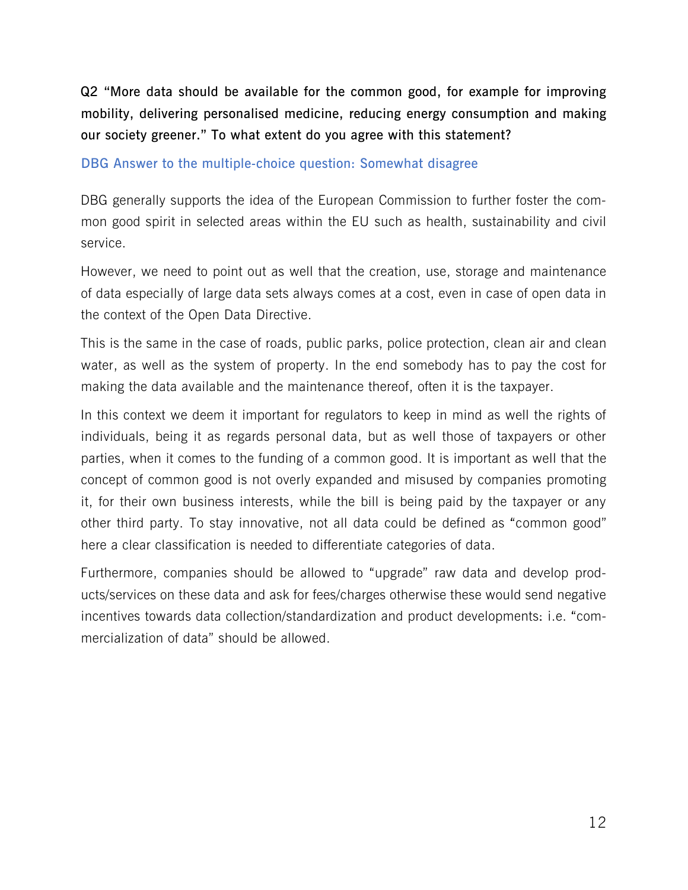**Q2 "More data should be available for the common good, for example for improving mobility, delivering personalised medicine, reducing energy consumption and making our society greener." To what extent do you agree with this statement?**

DBG Answer to the multiple-choice question: Somewhat disagree

DBG generally supports the idea of the European Commission to further foster the common good spirit in selected areas within the EU such as health, sustainability and civil service.

However, we need to point out as well that the creation, use, storage and maintenance of data especially of large data sets always comes at a cost, even in case of open data in the context of the Open Data Directive.

This is the same in the case of roads, public parks, police protection, clean air and clean water, as well as the system of property. In the end somebody has to pay the cost for making the data available and the maintenance thereof, often it is the taxpayer.

In this context we deem it important for regulators to keep in mind as well the rights of individuals, being it as regards personal data, but as well those of taxpayers or other parties, when it comes to the funding of a common good. It is important as well that the concept of common good is not overly expanded and misused by companies promoting it, for their own business interests, while the bill is being paid by the taxpayer or any other third party. To stay innovative, not all data could be defined as "common good" here a clear classification is needed to differentiate categories of data.

Furthermore, companies should be allowed to "upgrade" raw data and develop products/services on these data and ask for fees/charges otherwise these would send negative incentives towards data collection/standardization and product developments: i.e. "commercialization of data" should be allowed.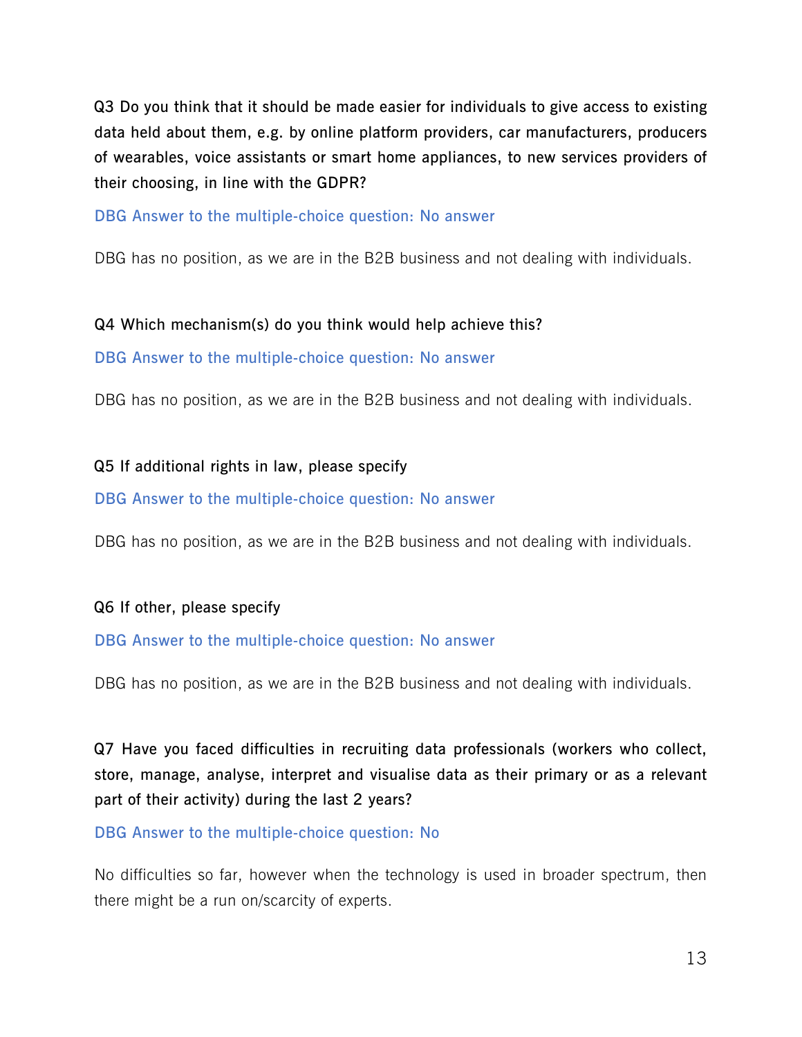**Q3 Do you think that it should be made easier for individuals to give access to existing data held about them, e.g. by online platform providers, car manufacturers, producers of wearables, voice assistants or smart home appliances, to new services providers of their choosing, in line with the GDPR?**

DBG Answer to the multiple-choice question: No answer

DBG has no position, as we are in the B2B business and not dealing with individuals.

**Q4 Which mechanism(s) do you think would help achieve this?**

DBG Answer to the multiple-choice question: No answer

DBG has no position, as we are in the B2B business and not dealing with individuals.

**Q5 If additional rights in law, please specify**

DBG Answer to the multiple-choice question: No answer

DBG has no position, as we are in the B2B business and not dealing with individuals.

**Q6 If other, please specify**

DBG Answer to the multiple-choice question: No answer

DBG has no position, as we are in the B2B business and not dealing with individuals.

**Q7 Have you faced difficulties in recruiting data professionals (workers who collect, store, manage, analyse, interpret and visualise data as their primary or as a relevant part of their activity) during the last 2 years?**

DBG Answer to the multiple-choice question: No

No difficulties so far, however when the technology is used in broader spectrum, then there might be a run on/scarcity of experts.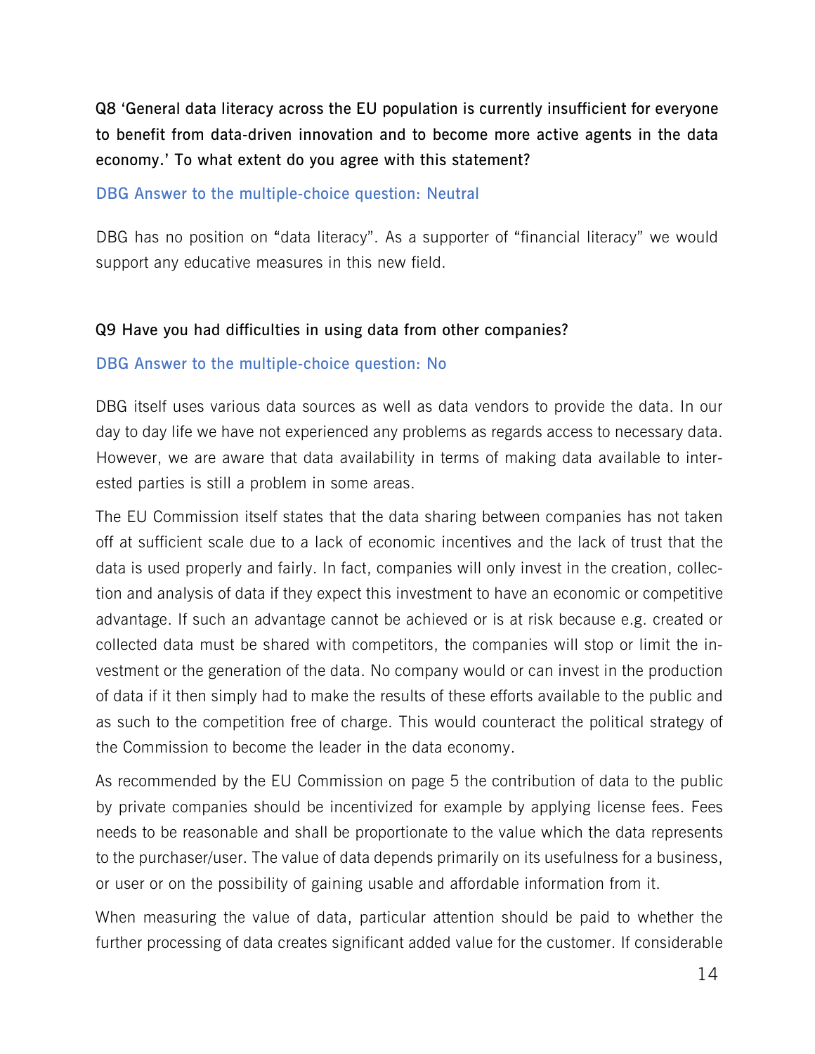**Q8 'General data literacy across the EU population is currently insufficient for everyone to benefit from data-driven innovation and to become more active agents in the data economy.' To what extent do you agree with this statement?**

DBG Answer to the multiple-choice question: Neutral

DBG has no position on "data literacy". As a supporter of "financial literacy" we would support any educative measures in this new field.

**Q9 Have you had difficulties in using data from other companies?**

DBG Answer to the multiple-choice question: No

DBG itself uses various data sources as well as data vendors to provide the data. In our day to day life we have not experienced any problems as regards access to necessary data. However, we are aware that data availability in terms of making data available to interested parties is still a problem in some areas.

The EU Commission itself states that the data sharing between companies has not taken off at sufficient scale due to a lack of economic incentives and the lack of trust that the data is used properly and fairly. In fact, companies will only invest in the creation, collection and analysis of data if they expect this investment to have an economic or competitive advantage. If such an advantage cannot be achieved or is at risk because e.g. created or collected data must be shared with competitors, the companies will stop or limit the investment or the generation of the data. No company would or can invest in the production of data if it then simply had to make the results of these efforts available to the public and as such to the competition free of charge. This would counteract the political strategy of the Commission to become the leader in the data economy.

As recommended by the EU Commission on page 5 the contribution of data to the public by private companies should be incentivized for example by applying license fees. Fees needs to be reasonable and shall be proportionate to the value which the data represents to the purchaser/user. The value of data depends primarily on its usefulness for a business, or user or on the possibility of gaining usable and affordable information from it.

When measuring the value of data, particular attention should be paid to whether the further processing of data creates significant added value for the customer. If considerable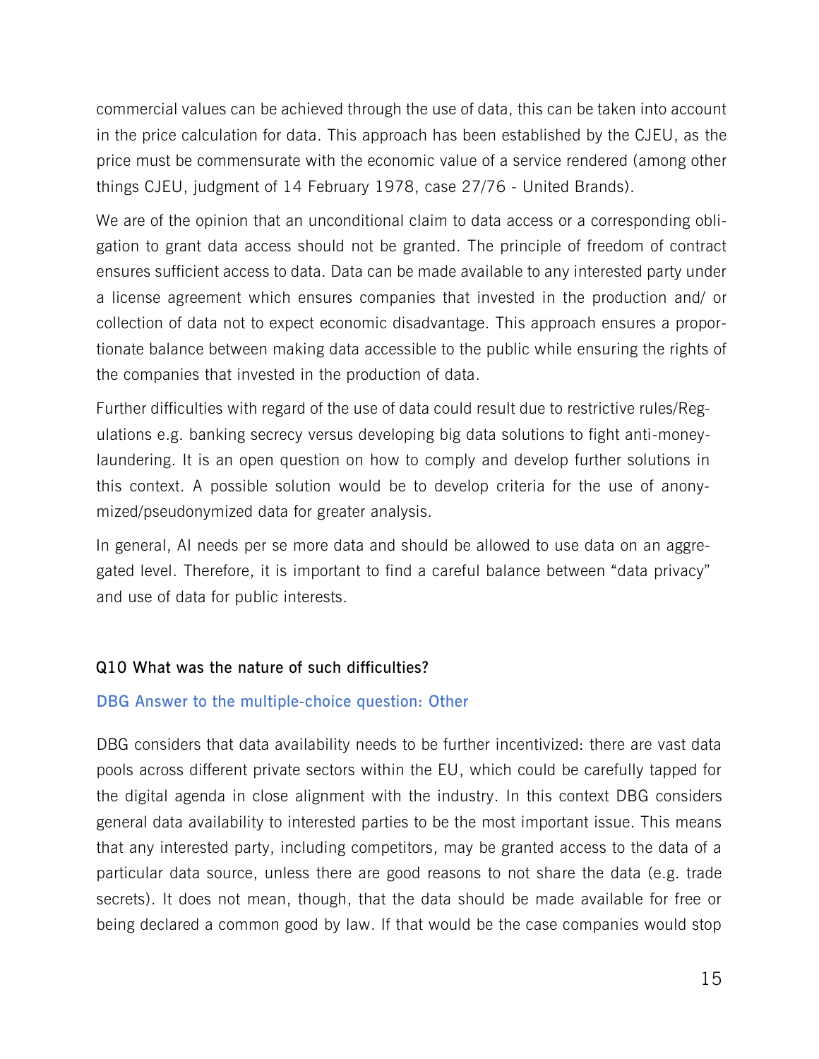commercial values can be achieved through the use of data, this can be taken into account in the price calculation for data. This approach has been established by the CJEU, as the price must be commensurate with the economic value of a service rendered (among other things CJEU, judgment of 14 February 1978, case 27/76 - United Brands).

We are of the opinion that an unconditional claim to data access or a corresponding obligation to grant data access should not be granted. The principle of freedom of contract ensures sufficient access to data. Data can be made available to any interested party under a license agreement which ensures companies that invested in the production and/ or collection of data not to expect economic disadvantage. This approach ensures a proportionate balance between making data accessible to the public while ensuring the rights of the companies that invested in the production of data.

Further difficulties with regard of the use of data could result due to restrictive rules/Regulations e.g. banking secrecy versus developing big data solutions to fight anti-money-laundering. It is an open question on how to comply and develop further solutions in this context. A possible solution would be to develop criteria for the use of anonymized/pseudonymized data for greater analysis.

In general, AI needs per se more data and should be allowed to use data on an aggregated level. Therefore, it is important to find a careful balance between "data privacy" and use of data for public interests.

### Q10 What was the nature of such difficulties?

**DBG Answer to the multiple-choice question: Other**

DBG considers that data availability needs to be further incentivized: there are vast data pools across different private sectors within the EU, which could be carefully tapped for the digital agenda in close alignment with the industry. In this context DBG considers general data availability to interested parties to be the most important issue. This means that any interested party, including competitors, may be granted access to the data of a particular data source, unless there are good reasons to not share the data (e.g. trade secrets). It does not mean, though, that the data should be made available for free or being declared a common good by law. If that would be the case companies would stop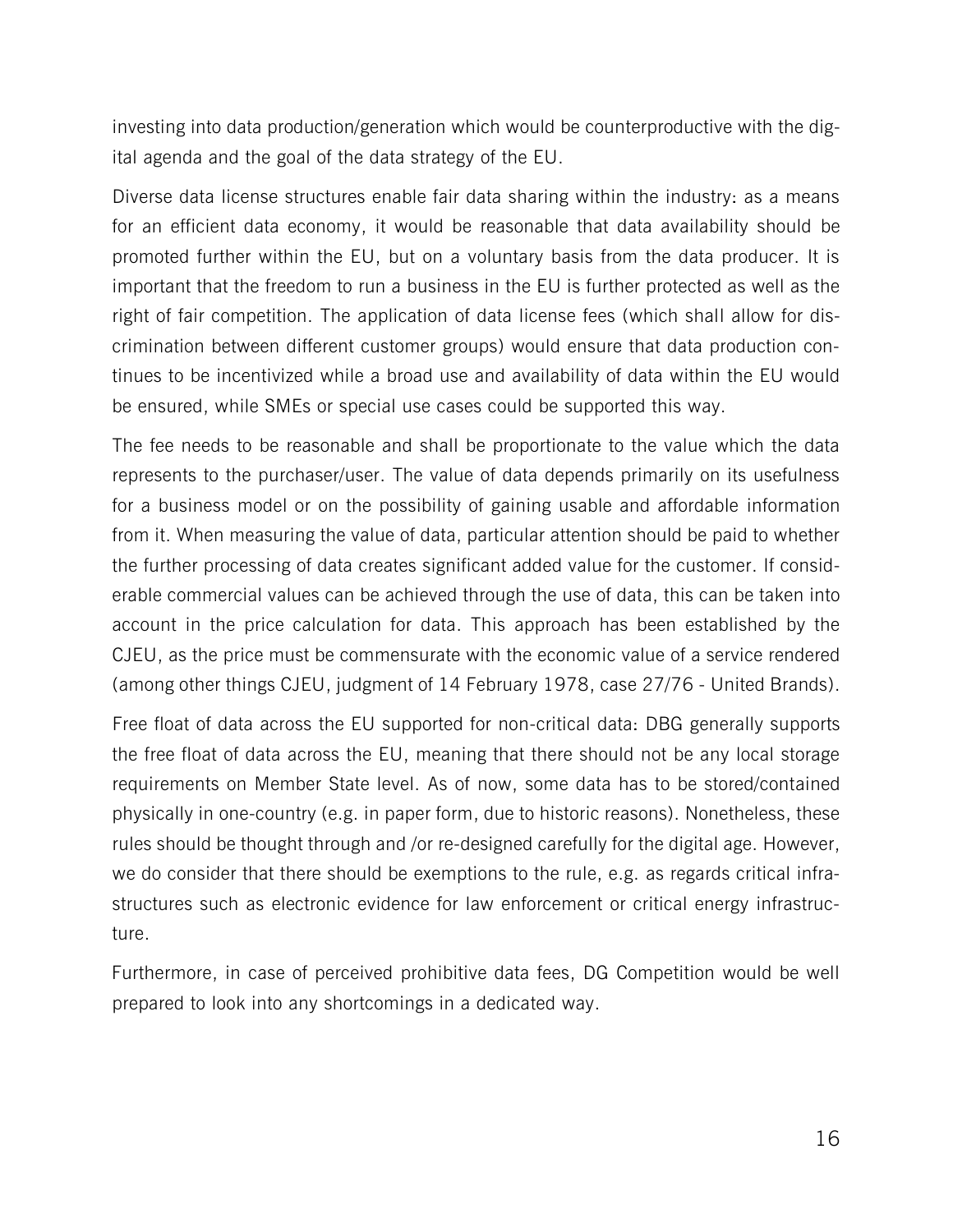investing into data production/generation which would be counterproductive with the digital agenda and the goal of the data strategy of the EU.

Diverse data license structures enable fair data sharing within the industry: as a means for an efficient data economy, it would be reasonable that data availability should be promoted further within the EU, but on a voluntary basis from the data producer. It is important that the freedom to run a business in the EU is further protected as well as the right of fair competition. The application of data license fees (which shall allow for discrimination between different customer groups) would ensure that data production continues to be incentivized while a broad use and availability of data within the EU would be ensured, while SMEs or special use cases could be supported this way.

The fee needs to be reasonable and shall be proportionate to the value which the data represents to the purchaser/user. The value of data depends primarily on its usefulness for a business model or on the possibility of gaining usable and affordable information from it. When measuring the value of data, particular attention should be paid to whether the further processing of data creates significant added value for the customer. If considerable commercial values can be achieved through the use of data, this can be taken into account in the price calculation for data. This approach has been established by the CJEU, as the price must be commensurate with the economic value of a service rendered (among other things CJEU, judgment of 14 February 1978, case 27/76 - United Brands).

Free float of data across the EU supported for non-critical data: DBG generally supports the free float of data across the EU, meaning that there should not be any local storage requirements on Member State level. As of now, some data has to be stored/contained physically in one-country (e.g. in paper form, due to historic reasons). Nonetheless, these rules should be thought through and /or re-designed carefully for the digital age. However, we do consider that there should be exemptions to the rule, e.g. as regards critical infrastructures such as electronic evidence for law enforcement or critical energy infrastructure.

Furthermore, in case of perceived prohibitive data fees, DG Competition would be well prepared to look into any shortcomings in a dedicated way.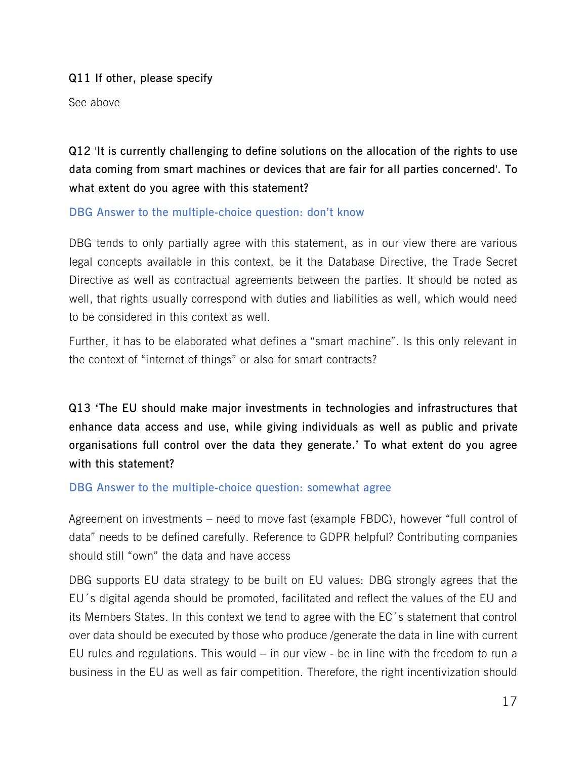**Q11 If other, please specify**

See above

**Q12 'It is currently challenging to define solutions on the allocation of the rights to use data coming from smart machines or devices that are fair for all parties concerned'. To what extent do you agree with this statement?**

DBG Answer to the multiple-choice question: don't know

DBG tends to only partially agree with this statement, as in our view there are various legal concepts available in this context, be it the Database Directive, the Trade Secret Directive as well as contractual agreements between the parties. It should be noted as well, that rights usually correspond with duties and liabilities as well, which would need to be considered in this context as well.

Further, it has to be elaborated what defines a "smart machine". Is this only relevant in the context of "internet of things" or also for smart contracts?

**Q13 'The EU should make major investments in technologies and infrastructures that enhance data access and use, while giving individuals as well as public and private organisations full control over the data they generate.' To what extent do you agree with this statement?**

DBG Answer to the multiple-choice question: somewhat agree

Agreement on investments – need to move fast (example FBDC), however "full control of data" needs to be defined carefully. Reference to GDPR helpful? Contributing companies should still "own" the data and have access

DBG supports EU data strategy to be built on EU values: DBG strongly agrees that the EU´s digital agenda should be promoted, facilitated and reflect the values of the EU and its Members States. In this context we tend to agree with the EC´s statement that control over data should be executed by those who produce /generate the data in line with current EU rules and regulations. This would – in our view - be in line with the freedom to run a business in the EU as well as fair competition. Therefore, the right incentivization should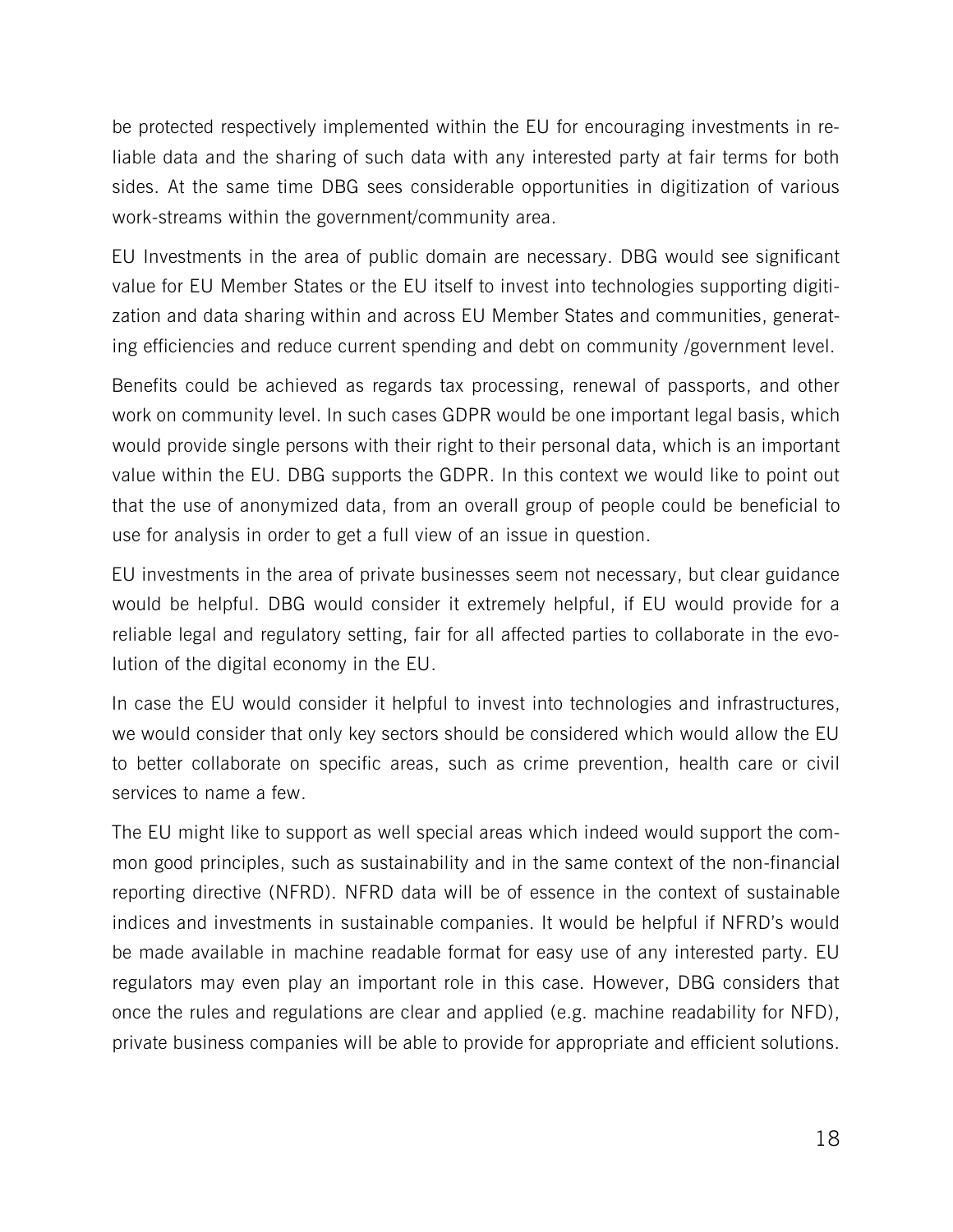be protected respectively implemented within the EU for encouraging investments in reliable data and the sharing of such data with any interested party at fair terms for both sides. At the same time DBG sees considerable opportunities in digitization of various work-streams within the government/community area.

EU Investments in the area of public domain are necessary. DBG would see significant value for EU Member States or the EU itself to invest into technologies supporting digitization and data sharing within and across EU Member States and communities, generating efficiencies and reduce current spending and debt on community /government level.

Benefits could be achieved as regards tax processing, renewal of passports, and other work on community level. In such cases GDPR would be one important legal basis, which would provide single persons with their right to their personal data, which is an important value within the EU. DBG supports the GDPR. In this context we would like to point out that the use of anonymized data, from an overall group of people could be beneficial to use for analysis in order to get a full view of an issue in question.

EU investments in the area of private businesses seem not necessary, but clear guidance would be helpful. DBG would consider it extremely helpful, if EU would provide for a reliable legal and regulatory setting, fair for all affected parties to collaborate in the evolution of the digital economy in the EU.

In case the EU would consider it helpful to invest into technologies and infrastructures, we would consider that only key sectors should be considered which would allow the EU to better collaborate on specific areas, such as crime prevention, health care or civil services to name a few.

The EU might like to support as well special areas which indeed would support the common good principles, such as sustainability and in the same context of the non-financial reporting directive (NFRD). NFRD data will be of essence in the context of sustainable indices and investments in sustainable companies. It would be helpful if NFRD's would be made available in machine readable format for easy use of any interested party. EU regulators may even play an important role in this case. However, DBG considers that once the rules and regulations are clear and applied (e.g. machine readability for NFD), private business companies will be able to provide for appropriate and efficient solutions.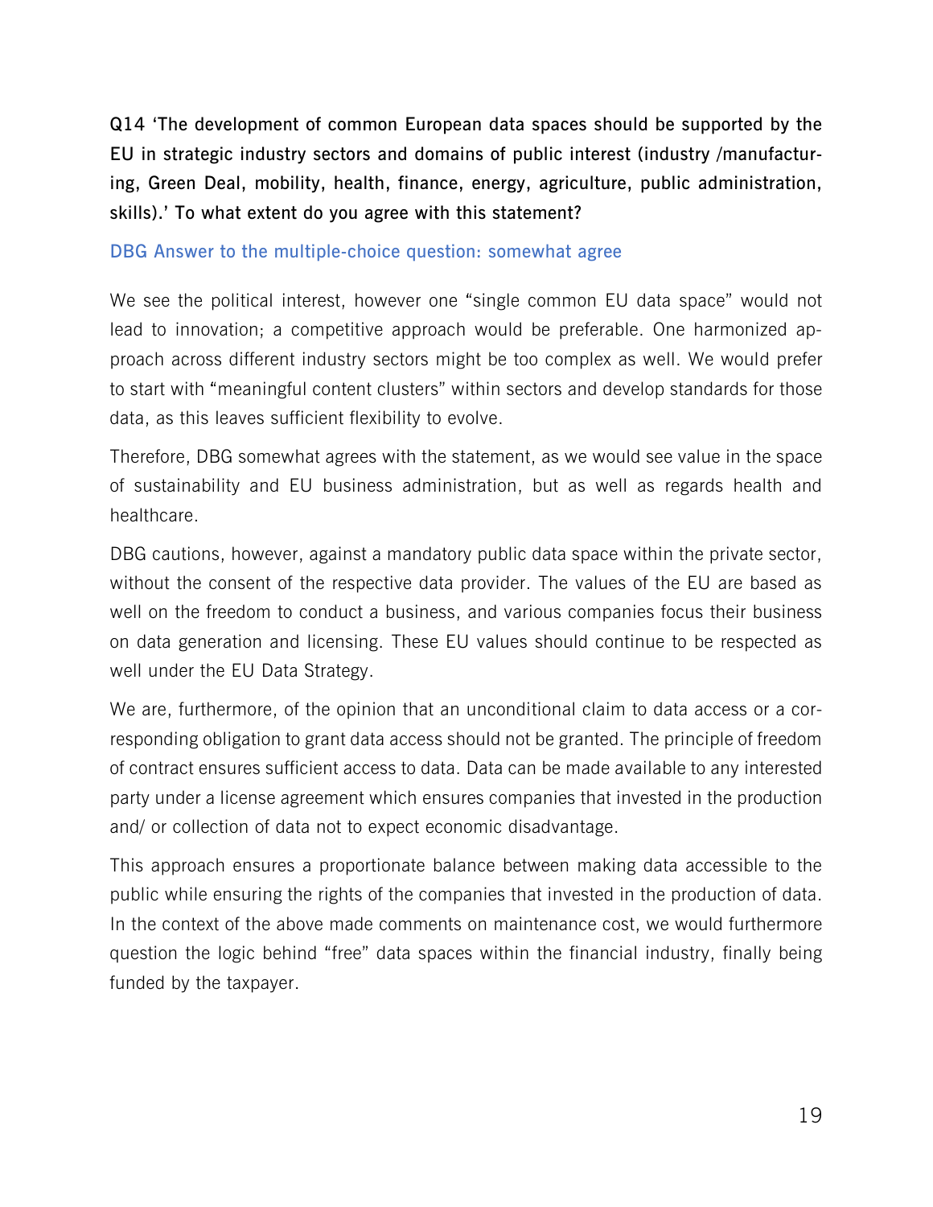**Q14 'The development of common European data spaces should be supported by the EU in strategic industry sectors and domains of public interest (industry /manufacturing, Green Deal, mobility, health, finance, energy, agriculture, public administration, skills).' To what extent do you agree with this statement?**

DBG Answer to the multiple-choice question: somewhat agree

We see the political interest, however one "single common EU data space" would not lead to innovation; a competitive approach would be preferable. One harmonized approach across different industry sectors might be too complex as well. We would prefer to start with "meaningful content clusters" within sectors and develop standards for those data, as this leaves sufficient flexibility to evolve.

Therefore, DBG somewhat agrees with the statement, as we would see value in the space of sustainability and EU business administration, but as well as regards health and healthcare.

DBG cautions, however, against a mandatory public data space within the private sector, without the consent of the respective data provider. The values of the EU are based as well on the freedom to conduct a business, and various companies focus their business on data generation and licensing. These EU values should continue to be respected as well under the EU Data Strategy.

We are, furthermore, of the opinion that an unconditional claim to data access or a corresponding obligation to grant data access should not be granted. The principle of freedom of contract ensures sufficient access to data. Data can be made available to any interested party under a license agreement which ensures companies that invested in the production and/ or collection of data not to expect economic disadvantage.

This approach ensures a proportionate balance between making data accessible to the public while ensuring the rights of the companies that invested in the production of data. In the context of the above made comments on maintenance cost, we would furthermore question the logic behind "free" data spaces within the financial industry, finally being funded by the taxpayer.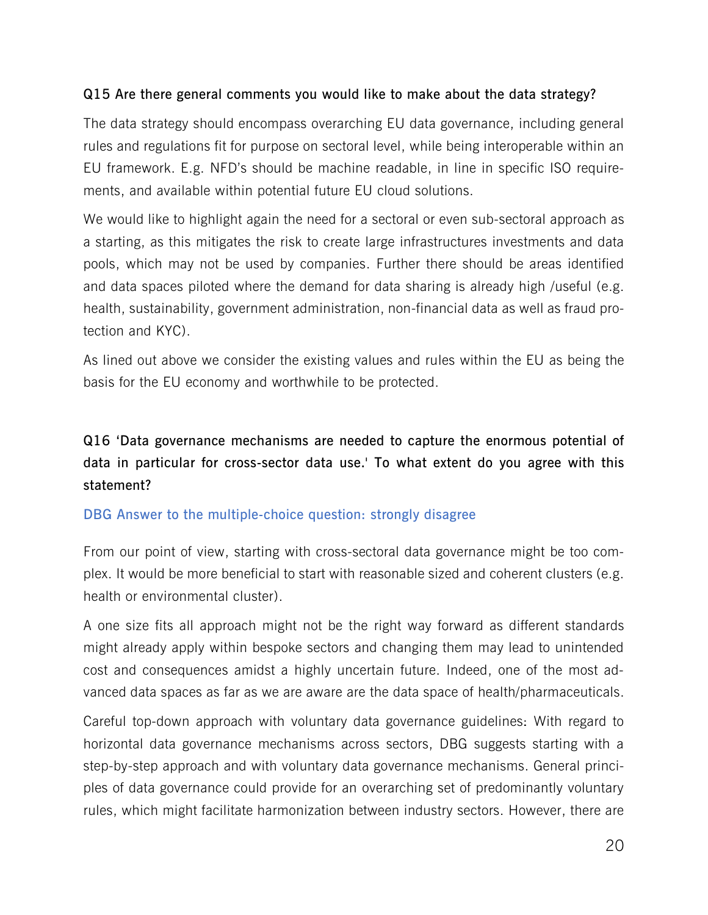**Q15 Are there general comments you would like to make about the data strategy?**

The data strategy should encompass overarching EU data governance, including general rules and regulations fit for purpose on sectoral level, while being interoperable within an EU framework. E.g. NFD's should be machine readable, in line in specific ISO requirements, and available within potential future EU cloud solutions.

We would like to highlight again the need for a sectoral or even sub-sectoral approach as a starting, as this mitigates the risk to create large infrastructures investments and data pools, which may not be used by companies. Further there should be areas identified and data spaces piloted where the demand for data sharing is already high /useful (e.g. health, sustainability, government administration, non-financial data as well as fraud protection and KYC).

As lined out above we consider the existing values and rules within the EU as being the basis for the EU economy and worthwhile to be protected.

**Q16 'Data governance mechanisms are needed to capture the enormous potential of data in particular for cross-sector data use.' To what extent do you agree with this statement?**

DBG Answer to the multiple-choice question: strongly disagree

From our point of view, starting with cross-sectoral data governance might be too complex. It would be more beneficial to start with reasonable sized and coherent clusters (e.g. health or environmental cluster).

A one size fits all approach might not be the right way forward as different standards might already apply within bespoke sectors and changing them may lead to unintended cost and consequences amidst a highly uncertain future. Indeed, one of the most advanced data spaces as far as we are aware are the data space of health/pharmaceuticals.

Careful top-down approach with voluntary data governance guidelines: With regard to horizontal data governance mechanisms across sectors, DBG suggests starting with a step-by-step approach and with voluntary data governance mechanisms. General principles of data governance could provide for an overarching set of predominantly voluntary rules, which might facilitate harmonization between industry sectors. However, there are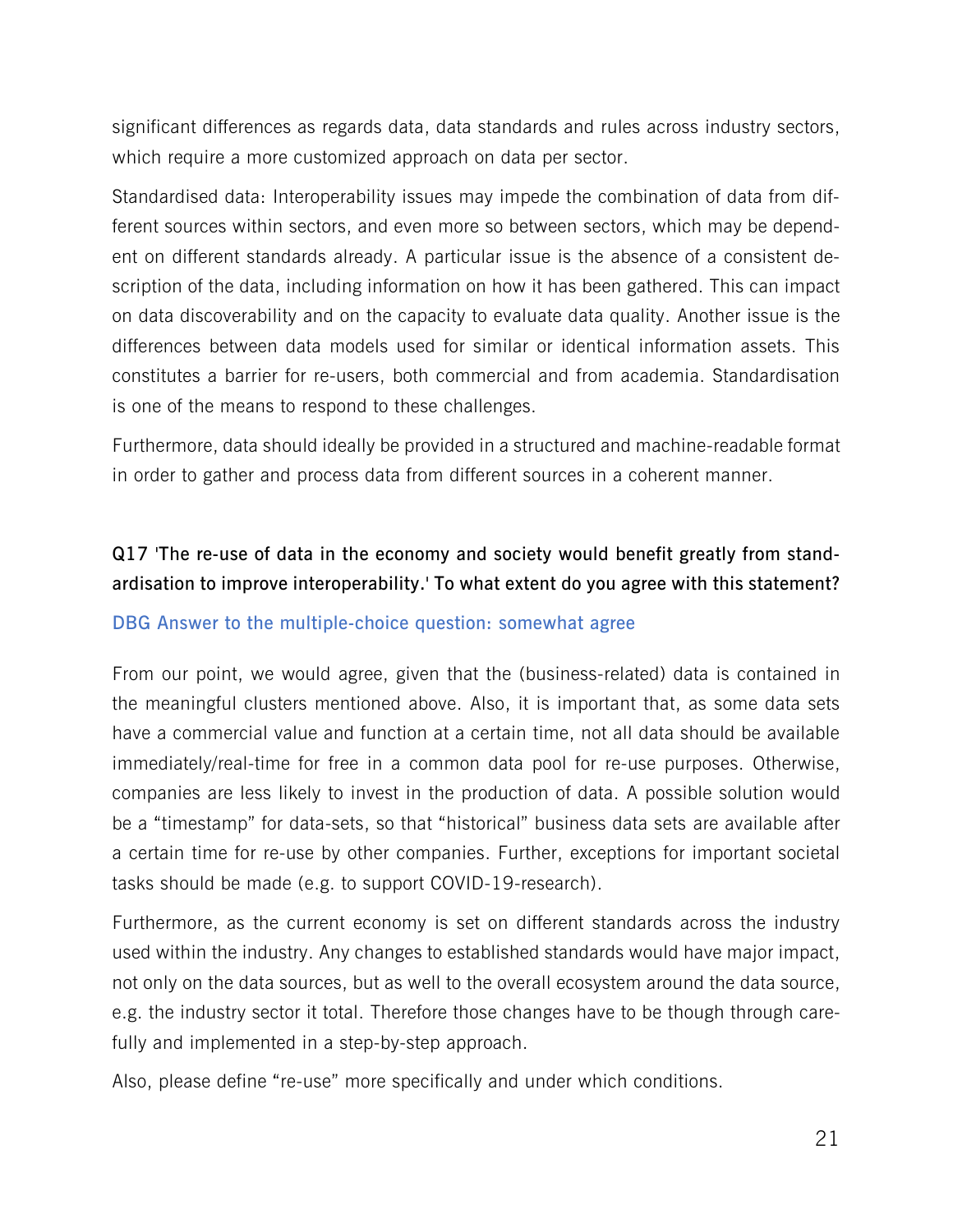significant differences as regards data, data standards and rules across industry sectors, which require a more customized approach on data per sector.

Standardised data: Interoperability issues may impede the combination of data from different sources within sectors, and even more so between sectors, which may be dependent on different standards already. A particular issue is the absence of a consistent description of the data, including information on how it has been gathered. This can impact on data discoverability and on the capacity to evaluate data quality. Another issue is the differences between data models used for similar or identical information assets. This constitutes a barrier for re-users, both commercial and from academia. Standardisation is one of the means to respond to these challenges.

Furthermore, data should ideally be provided in a structured and machine-readable format in order to gather and process data from different sources in a coherent manner.

**Q17 'The re-use of data in the economy and society would benefit greatly from standardisation to improve interoperability.' To what extent do you agree with this statement?**

DBG Answer to the multiple-choice question: somewhat agree

From our point, we would agree, given that the (business-related) data is contained in the meaningful clusters mentioned above. Also, it is important that, as some data sets have a commercial value and function at a certain time, not all data should be available immediately/real-time for free in a common data pool for re-use purposes. Otherwise, companies are less likely to invest in the production of data. A possible solution would be a "timestamp" for data-sets, so that "historical" business data sets are available after a certain time for re-use by other companies. Further, exceptions for important societal tasks should be made (e.g. to support COVID-19-research).

Furthermore, as the current economy is set on different standards across the industry used within the industry. Any changes to established standards would have major impact, not only on the data sources, but as well to the overall ecosystem around the data source, e.g. the industry sector it total. Therefore those changes have to be though through carefully and implemented in a step-by-step approach.

Also, please define "re-use" more specifically and under which conditions.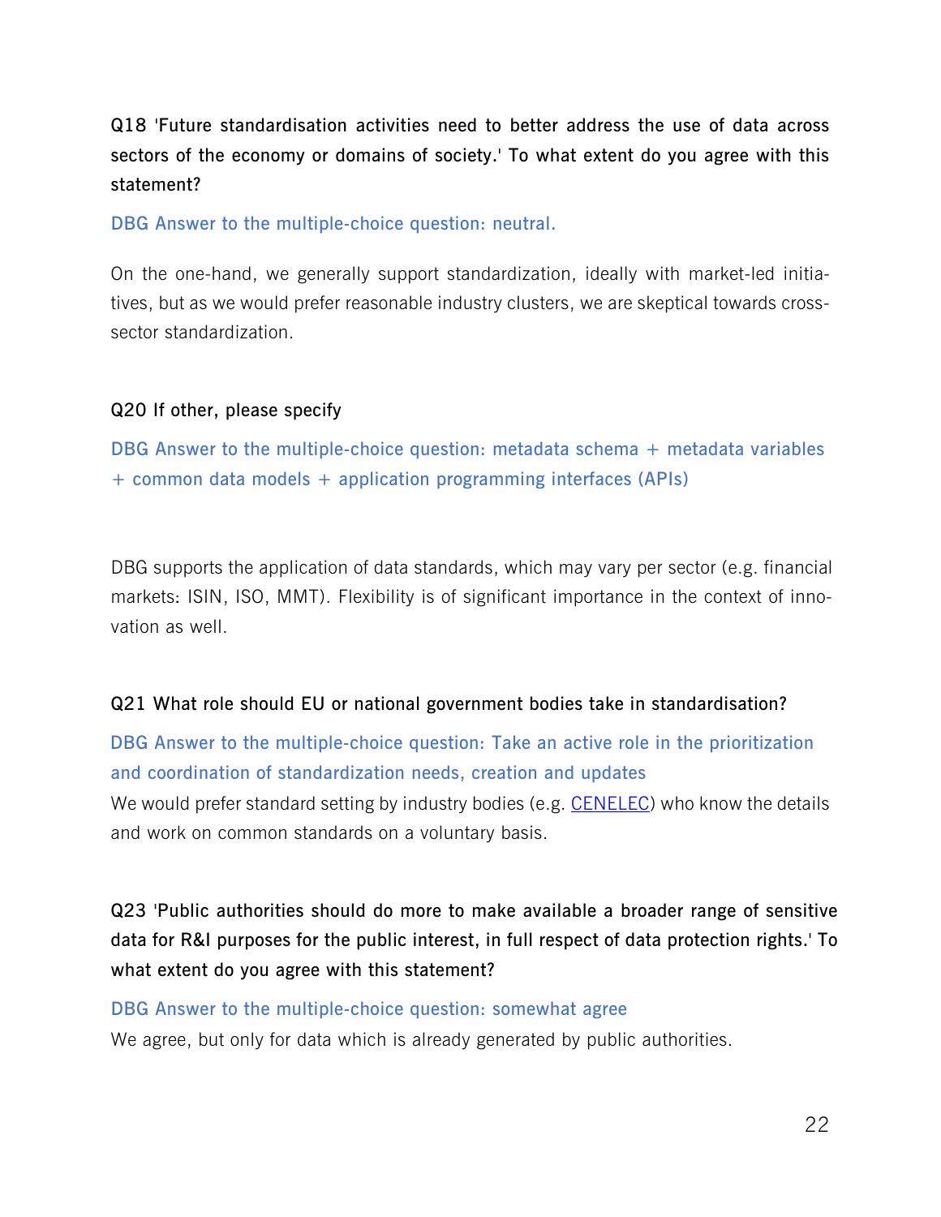**Q18 'Future standardisation activities need to better address the use of data across sectors of the economy or domains of society.' To what extent do you agree with this statement?**

DBG Answer to the multiple-choice question: neutral.

On the one-hand, we generally support standardization, ideally with market-led initiatives, but as we would prefer reasonable industry clusters, we are skeptical towards cross-sector standardization.

**Q20 If other, please specify**

DBG Answer to the multiple-choice question: metadata schema + metadata variables + common data models + application programming interfaces (APIs)

DBG supports the application of data standards, which may vary per sector (e.g. financial markets: ISIN, ISO, MMT). Flexibility is of significant importance in the context of innovation as well.

**Q21 What role should EU or national government bodies take in standardisation?**

DBG Answer to the multiple-choice question: Take an active role in the prioritization and coordination of standardization needs, creation and updates

We would prefer standard setting by industry bodies (e.g. [CENELEC]) who know the details and work on common standards on a voluntary basis.

**Q23 'Public authorities should do more to make available a broader range of sensitive data for R&I purposes for the public interest, in full respect of data protection rights.' To what extent do you agree with this statement?**

DBG Answer to the multiple-choice question: somewhat agree

We agree, but only for data which is already generated by public authorities.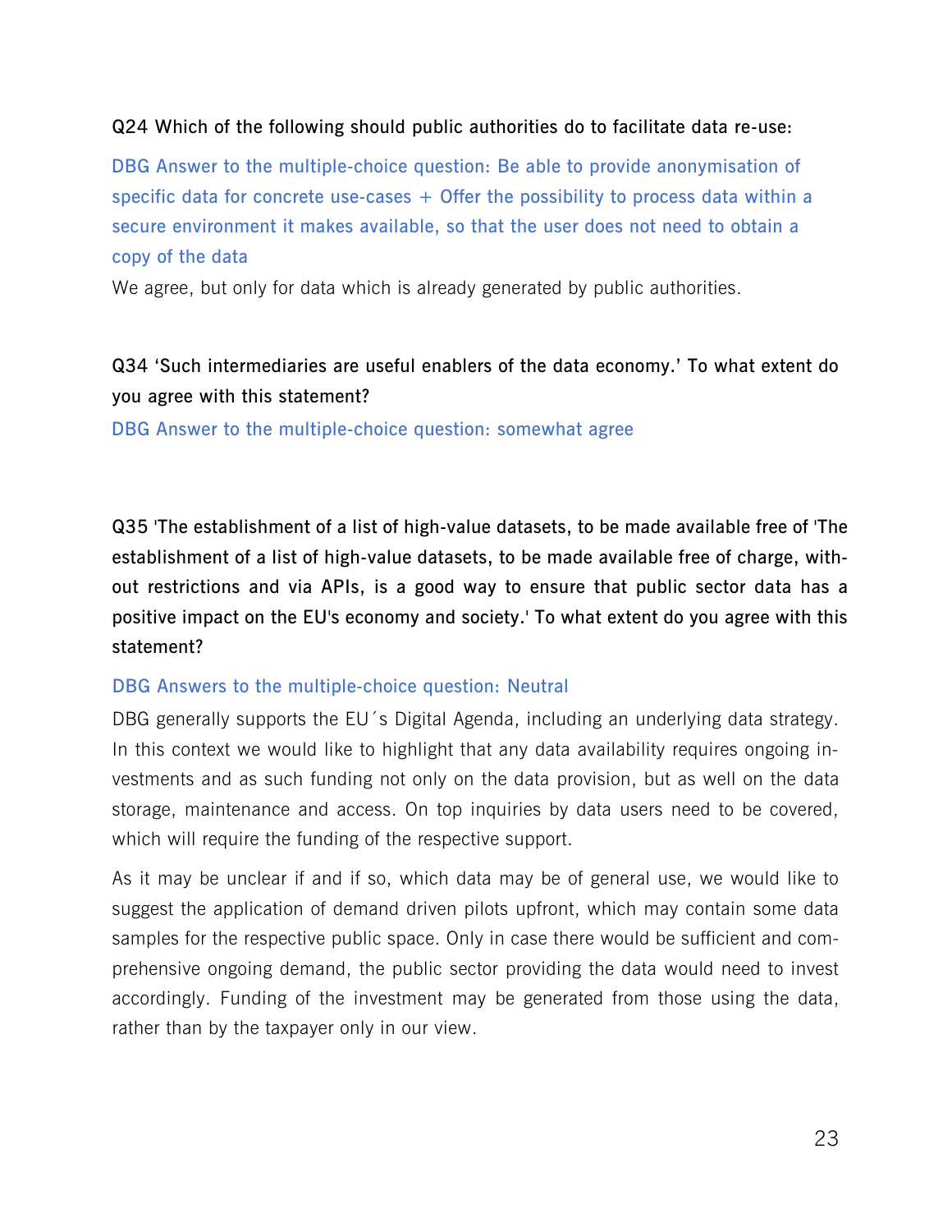**Q24 Which of the following should public authorities do to facilitate data re-use:**

DBG Answer to the multiple-choice question: Be able to provide anonymisation of specific data for concrete use-cases + Offer the possibility to process data within a secure environment it makes available, so that the user does not need to obtain a copy of the data

We agree, but only for data which is already generated by public authorities.

**Q34 'Such intermediaries are useful enablers of the data economy.' To what extent do you agree with this statement?**

DBG Answer to the multiple-choice question: somewhat agree

**Q35 'The establishment of a list of high-value datasets, to be made available free of 'The establishment of a list of high-value datasets, to be made available free of charge, without restrictions and via APIs, is a good way to ensure that public sector data has a positive impact on the EU's economy and society.' To what extent do you agree with this statement?**

DBG Answers to the multiple-choice question: Neutral

DBG generally supports the EU´s Digital Agenda, including an underlying data strategy. In this context we would like to highlight that any data availability requires ongoing investments and as such funding not only on the data provision, but as well on the data storage, maintenance and access. On top inquiries by data users need to be covered, which will require the funding of the respective support.

As it may be unclear if and if so, which data may be of general use, we would like to suggest the application of demand driven pilots upfront, which may contain some data samples for the respective public space. Only in case there would be sufficient and comprehensive ongoing demand, the public sector providing the data would need to invest accordingly. Funding of the investment may be generated from those using the data, rather than by the taxpayer only in our view.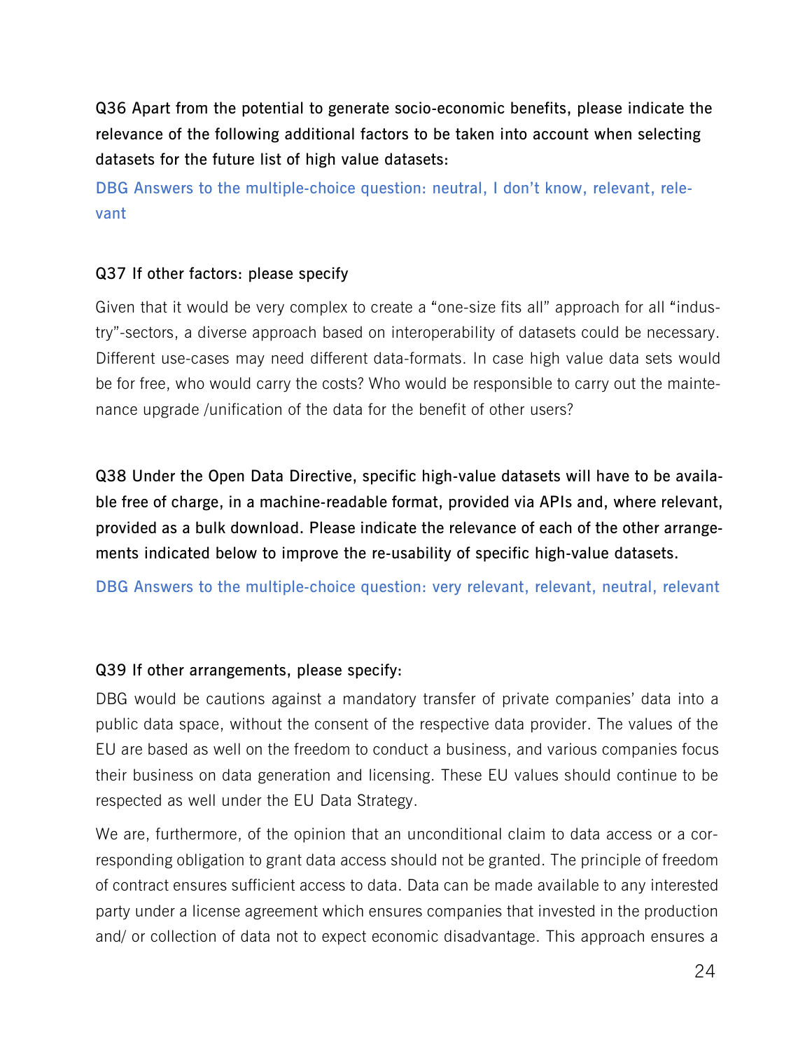**Q36 Apart from the potential to generate socio-economic benefits, please indicate the relevance of the following additional factors to be taken into account when selecting datasets for the future list of high value datasets:**

DBG Answers to the multiple-choice question: neutral, I don't know, relevant, relevant

**Q37 If other factors: please specify**

Given that it would be very complex to create a "one-size fits all" approach for all "industry"-sectors, a diverse approach based on interoperability of datasets could be necessary. Different use-cases may need different data-formats. In case high value data sets would be for free, who would carry the costs? Who would be responsible to carry out the maintenance upgrade /unification of the data for the benefit of other users?

**Q38 Under the Open Data Directive, specific high-value datasets will have to be available free of charge, in a machine-readable format, provided via APIs and, where relevant, provided as a bulk download. Please indicate the relevance of each of the other arrangements indicated below to improve the re-usability of specific high-value datasets.**

DBG Answers to the multiple-choice question: very relevant, relevant, neutral, relevant

**Q39 If other arrangements, please specify:**

DBG would be cautions against a mandatory transfer of private companies' data into a public data space, without the consent of the respective data provider. The values of the EU are based as well on the freedom to conduct a business, and various companies focus their business on data generation and licensing. These EU values should continue to be respected as well under the EU Data Strategy.

We are, furthermore, of the opinion that an unconditional claim to data access or a corresponding obligation to grant data access should not be granted. The principle of freedom of contract ensures sufficient access to data. Data can be made available to any interested party under a license agreement which ensures companies that invested in the production and/ or collection of data not to expect economic disadvantage. This approach ensures a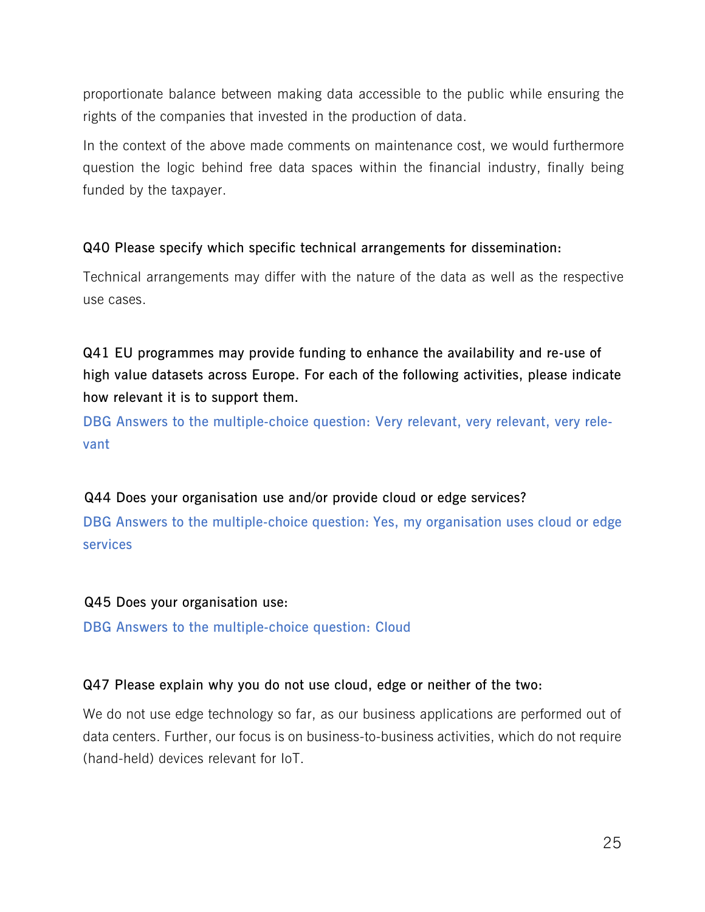proportionate balance between making data accessible to the public while ensuring the rights of the companies that invested in the production of data.

In the context of the above made comments on maintenance cost, we would furthermore question the logic behind free data spaces within the financial industry, finally being funded by the taxpayer.

**Q40 Please specify which specific technical arrangements for dissemination:**

Technical arrangements may differ with the nature of the data as well as the respective use cases.

**Q41 EU programmes may provide funding to enhance the availability and re-use of high value datasets across Europe. For each of the following activities, please indicate how relevant it is to support them.**

DBG Answers to the multiple-choice question: Very relevant, very relevant, very relevant

**Q44 Does your organisation use and/or provide cloud or edge services?**

DBG Answers to the multiple-choice question: Yes, my organisation uses cloud or edge services

**Q45 Does your organisation use:**

DBG Answers to the multiple-choice question: Cloud

**Q47 Please explain why you do not use cloud, edge or neither of the two:**

We do not use edge technology so far, as our business applications are performed out of data centers. Further, our focus is on business-to-business activities, which do not require (hand-held) devices relevant for IoT.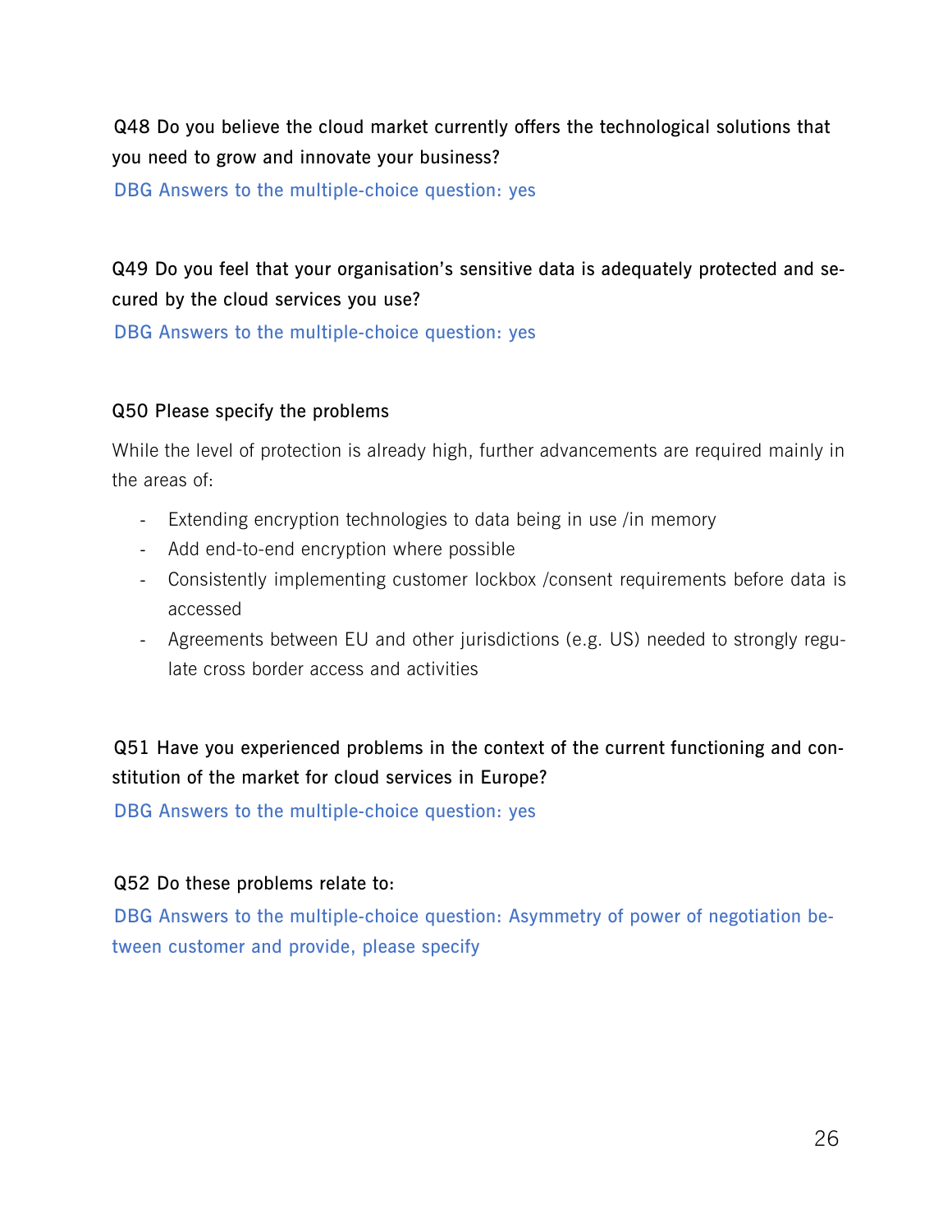**Q48 Do you believe the cloud market currently offers the technological solutions that you need to grow and innovate your business?**

DBG Answers to the multiple-choice question: yes

**Q49 Do you feel that your organisation's sensitive data is adequately protected and secured by the cloud services you use?**

DBG Answers to the multiple-choice question: yes

**Q50 Please specify the problems**

While the level of protection is already high, further advancements are required mainly in the areas of:

- Extending encryption technologies to data being in use /in memory
- Add end-to-end encryption where possible
- Consistently implementing customer lockbox /consent requirements before data is accessed
- Agreements between EU and other jurisdictions (e.g. US) needed to strongly regulate cross border access and activities

**Q51 Have you experienced problems in the context of the current functioning and constitution of the market for cloud services in Europe?**

DBG Answers to the multiple-choice question: yes

**Q52 Do these problems relate to:**

DBG Answers to the multiple-choice question: Asymmetry of power of negotiation between customer and provide, please specify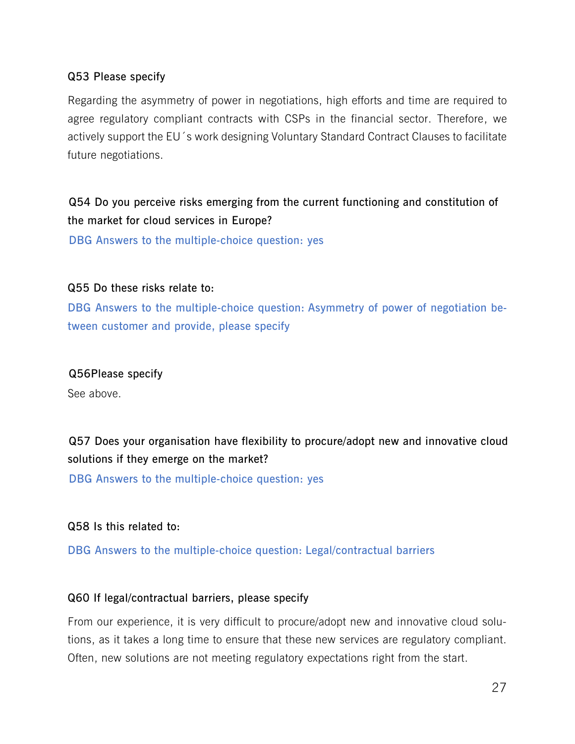**Q53 Please specify**

Regarding the asymmetry of power in negotiations, high efforts and time are required to agree regulatory compliant contracts with CSPs in the financial sector. Therefore, we actively support the EU´s work designing Voluntary Standard Contract Clauses to facilitate future negotiations.

**Q54 Do you perceive risks emerging from the current functioning and constitution of the market for cloud services in Europe?**

DBG Answers to the multiple-choice question: yes

**Q55 Do these risks relate to:**

DBG Answers to the multiple-choice question: Asymmetry of power of negotiation between customer and provide, please specify

**Q56Please specify**

See above.

**Q57 Does your organisation have flexibility to procure/adopt new and innovative cloud solutions if they emerge on the market?**

DBG Answers to the multiple-choice question: yes

**Q58 Is this related to:**

DBG Answers to the multiple-choice question: Legal/contractual barriers

**Q60 If legal/contractual barriers, please specify**

From our experience, it is very difficult to procure/adopt new and innovative cloud solutions, as it takes a long time to ensure that these new services are regulatory compliant. Often, new solutions are not meeting regulatory expectations right from the start.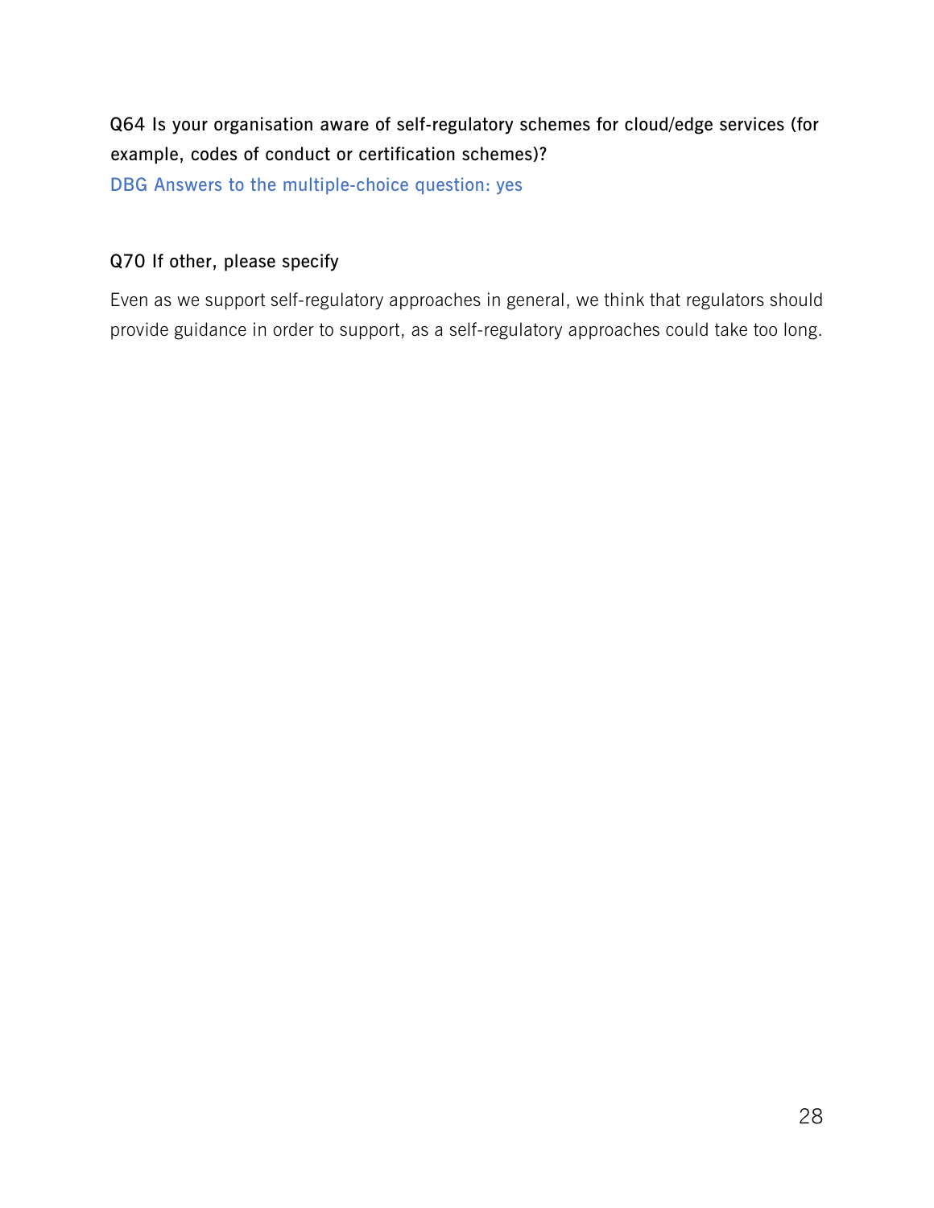**Q64 Is your organisation aware of self-regulatory schemes for cloud/edge services (for example, codes of conduct or certification schemes)?**

DBG Answers to the multiple-choice question: yes

**Q70 If other, please specify**

Even as we support self-regulatory approaches in general, we think that regulators should provide guidance in order to support, as a self-regulatory approaches could take too long.